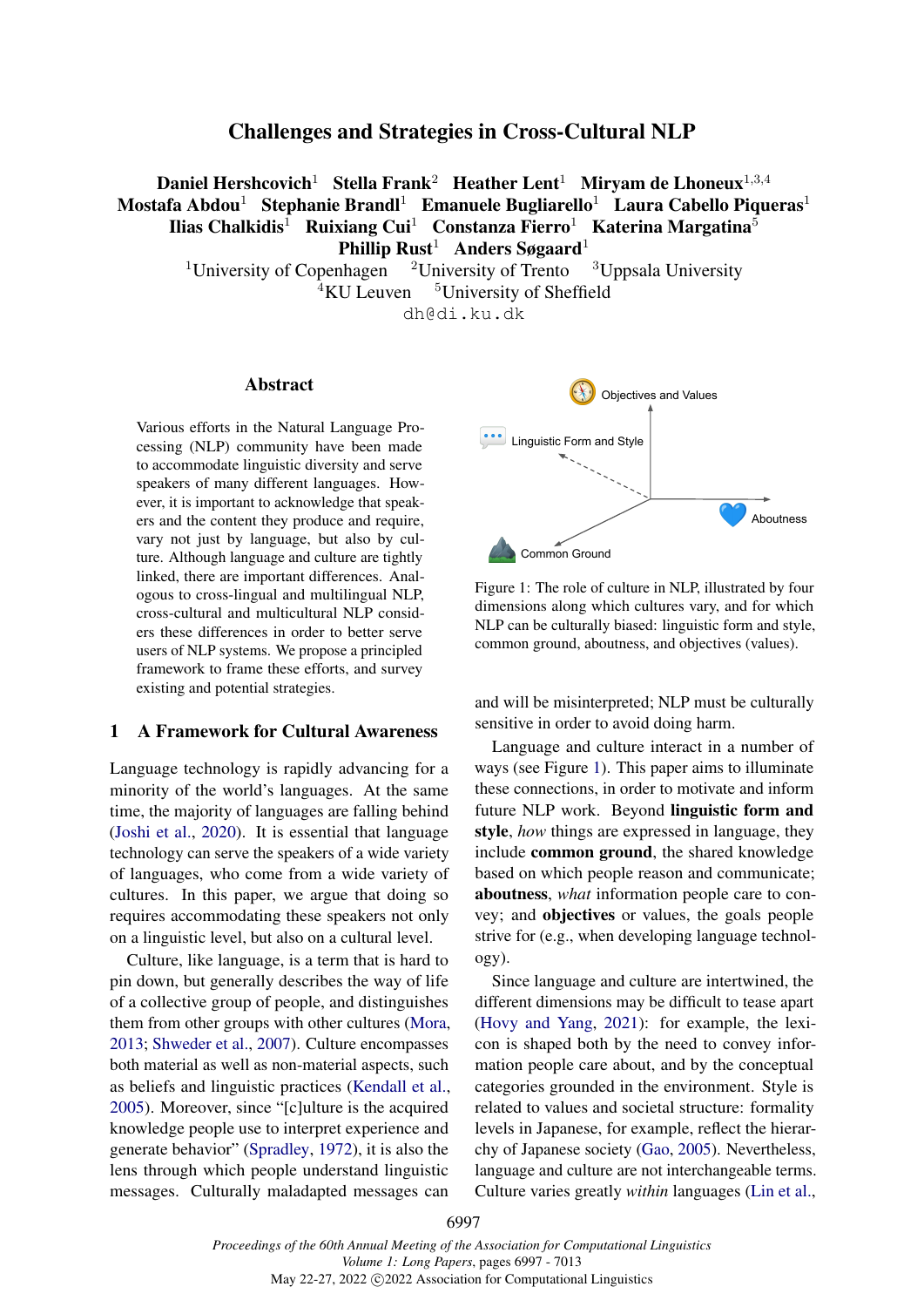# Challenges and Strategies in Cross-Cultural NLP

**Daniel Hershcovich**[1] **Stella Frank**[2] **Heather Lent**[1] **Miryam de Lhoneux**[1,3,4] **Mostafa Abdou**[1] **Stephanie Brandl**[1] **Emanuele Bugliarello**[1] **Laura Cabello Piqueras**[1] **Ilias Chalkidis**[1] **Ruixiang Cui**[1] **Constanza Fierro**[1] **Katerina Margatina**[5] **Phillip Rust**[1] **Anders Søgaard**[1]

[1]University of Copenhagen [2]University of Trento [3]Uppsala University
[4]KU Leuven [5]University of Sheffield

dh@di.ku.dk

## Abstract

Various efforts in the Natural Language Processing (NLP) community have been made to accommodate linguistic diversity and serve speakers of many different languages. However, it is important to acknowledge that speakers and the content they produce and require, vary not just by language, but also by culture. Although language and culture are tightly linked, there are important differences. Analogous to cross-lingual and multilingual NLP, cross-cultural and multicultural NLP considers these differences in order to better serve users of NLP systems. We propose a principled framework to frame these efforts, and survey existing and potential strategies.

## 1 A Framework for Cultural Awareness

Language technology is rapidly advancing for a minority of the world's languages. At the same time, the majority of languages are falling behind (Joshi et al., 2020). It is essential that language technology can serve the speakers of a wide variety of languages, who come from a wide variety of cultures. In this paper, we argue that doing so requires accommodating these speakers not only on a linguistic level, but also on a cultural level.

Culture, like language, is a term that is hard to pin down, but generally describes the way of life of a collective group of people, and distinguishes them from other groups with other cultures (Mora, 2013; Shweder et al., 2007). Culture encompasses both material as well as non-material aspects, such as beliefs and linguistic practices (Kendall et al., 2005). Moreover, since "[c]ulture is the acquired knowledge people use to interpret experience and generate behavior" (Spradley, 1972), it is also the lens through which people understand linguistic messages. Culturally maladapted messages can and will be misinterpreted; NLP must be culturally sensitive in order to avoid doing harm.

Objectives and Values

Linguistic Form and Style

Aboutness

Common Ground

Figure 1: The role of culture in NLP, illustrated by four dimensions along which cultures vary, and for which NLP can be culturally biased: linguistic form and style, common ground, aboutness, and objectives (values).

Language and culture interact in a number of ways (see Figure 1). This paper aims to illuminate these connections, in order to motivate and inform future NLP work. Beyond **linguistic form and style**, *how* things are expressed in language, they include **common ground**, the shared knowledge based on which people reason and communicate; **aboutness**, *what* information people care to convey; and **objectives** or values, the goals people strive for (e.g., when developing language technology).

Since language and culture are intertwined, the different dimensions may be difficult to tease apart (Hovy and Yang, 2021): for example, the lexicon is shaped both by the need to convey information people care about, and by the conceptual categories grounded in the environment. Style is related to values and societal structure: formality levels in Japanese, for example, reflect the hierarchy of Japanese society (Gao, 2005). Nevertheless, language and culture are not interchangeable terms. Culture varies greatly *within* languages (Lin et al.,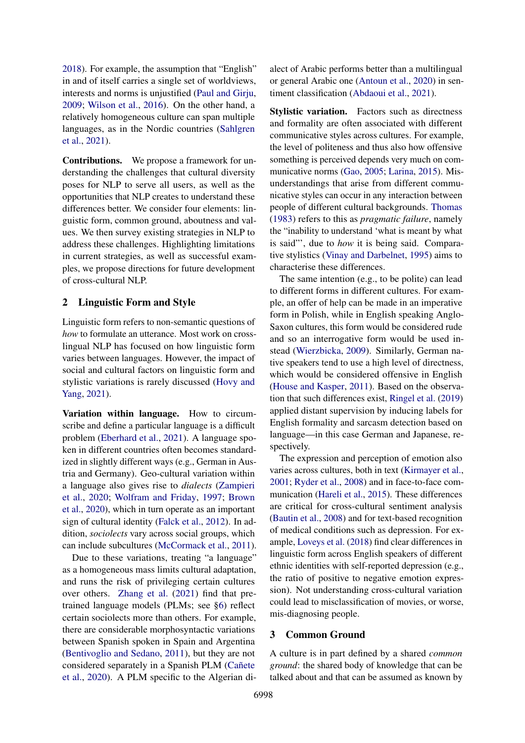2018). For example, the assumption that "English" in and of itself carries a single set of worldviews, interests and norms is unjustified (Paul and Girju, 2009; Wilson et al., 2016). On the other hand, a relatively homogeneous culture can span multiple languages, as in the Nordic countries (Sahlgren et al., 2021).

**Contributions.** We propose a framework for understanding the challenges that cultural diversity poses for NLP to serve all users, as well as the opportunities that NLP creates to understand these differences better. We consider four elements: linguistic form, common ground, aboutness and values. We then survey existing strategies in NLP to address these challenges. Highlighting limitations in current strategies, as well as successful examples, we propose directions for future development of cross-cultural NLP.

## 2 Linguistic Form and Style

Linguistic form refers to non-semantic questions of *how* to formulate an utterance. Most work on cross-lingual NLP has focused on how linguistic form varies between languages. However, the impact of social and cultural factors on linguistic form and stylistic variations is rarely discussed (Hovy and Yang, 2021).

**Variation within language.** How to circumscribe and define a particular language is a difficult problem (Eberhard et al., 2021). A language spoken in different countries often becomes standardized in slightly different ways (e.g., German in Austria and Germany). Geo-cultural variation within a language also gives rise to *dialects* (Zampieri et al., 2020; Wolfram and Friday, 1997; Brown et al., 2020), which in turn operate as an important sign of cultural identity (Falck et al., 2012). In addition, *sociolects* vary across social groups, which can include subcultures (McCormack et al., 2011).

Due to these variations, treating "a language" as a homogeneous mass limits cultural adaptation, and runs the risk of privileging certain cultures over others. Zhang et al. (2021) find that pre-trained language models (PLMs; see §6) reflect certain sociolects more than others. For example, there are considerable morphosyntactic variations between Spanish spoken in Spain and Argentina (Bentivoglio and Sedano, 2011), but they are not considered separately in a Spanish PLM (Cañete et al., 2020). A PLM specific to the Algerian dialect of Arabic performs better than a multilingual or general Arabic one (Antoun et al., 2020) in sentiment classification (Abdaoui et al., 2021).

**Stylistic variation.** Factors such as directness and formality are often associated with different communicative styles across cultures. For example, the level of politeness and thus also how offensive something is perceived depends very much on communicative norms (Gao, 2005; Larina, 2015). Misunderstandings that arise from different communicative styles can occur in any interaction between people of different cultural backgrounds. Thomas (1983) refers to this as *pragmatic failure*, namely the "inability to understand 'what is meant by what is said"', due to *how* it is being said. Comparative stylistics (Vinay and Darbelnet, 1995) aims to characterise these differences.

The same intention (e.g., to be polite) can lead to different forms in different cultures. For example, an offer of help can be made in an imperative form in Polish, while in English speaking Anglo-Saxon cultures, this form would be considered rude and so an interrogative form would be used instead (Wierzbicka, 2009). Similarly, German native speakers tend to use a high level of directness, which would be considered offensive in English (House and Kasper, 2011). Based on the observation that such differences exist, Ringel et al. (2019) applied distant supervision by inducing labels for English formality and sarcasm detection based on language—in this case German and Japanese, respectively.

The expression and perception of emotion also varies across cultures, both in text (Kirmayer et al., 2001; Ryder et al., 2008) and in face-to-face communication (Hareli et al., 2015). These differences are critical for cross-cultural sentiment analysis (Bautin et al., 2008) and for text-based recognition of medical conditions such as depression. For example, Loveys et al. (2018) find clear differences in linguistic form across English speakers of different ethnic identities with self-reported depression (e.g., the ratio of positive to negative emotion expression). Not understanding cross-cultural variation could lead to misclassification of movies, or worse, mis-diagnosing people.

## 3 Common Ground

A culture is in part defined by a shared *common ground*: the shared body of knowledge that can be talked about and that can be assumed as known by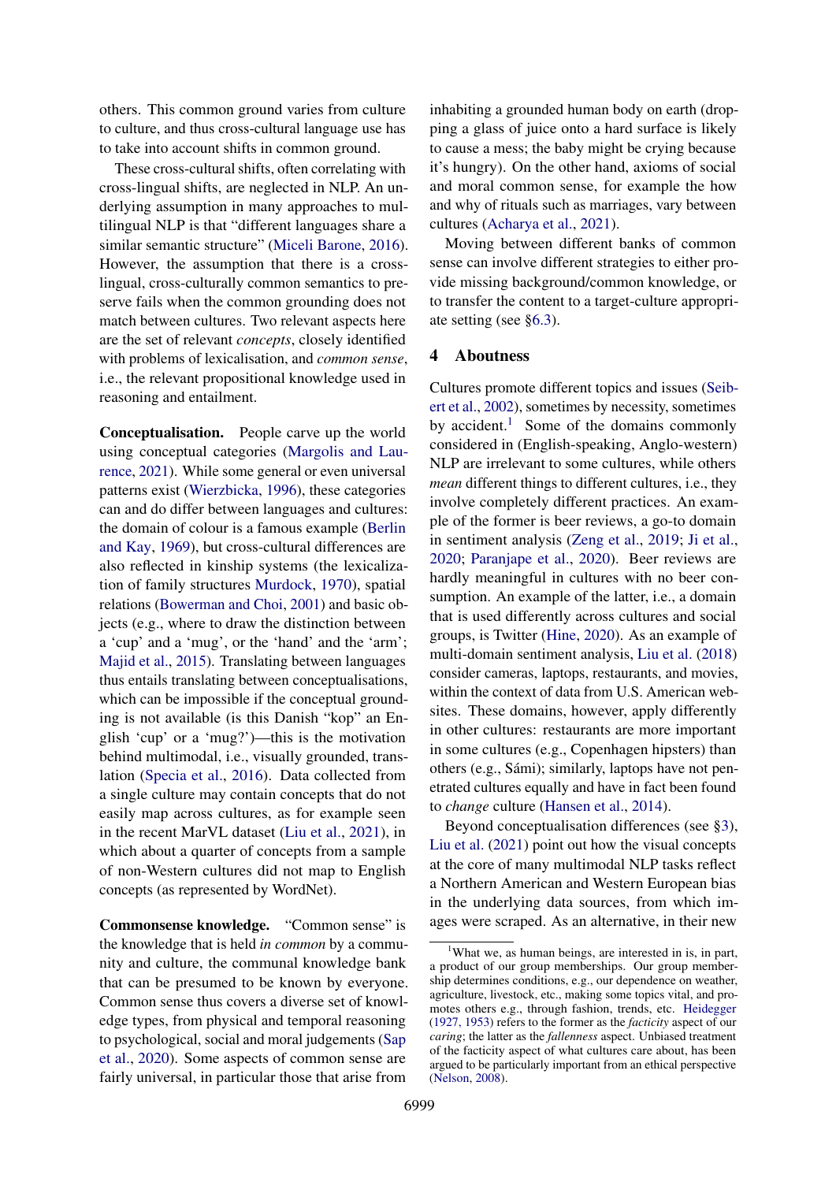others. This common ground varies from culture to culture, and thus cross-cultural language use has to take into account shifts in common ground.

These cross-cultural shifts, often correlating with cross-lingual shifts, are neglected in NLP. An underlying assumption in many approaches to multilingual NLP is that "different languages share a similar semantic structure" (Miceli Barone, 2016). However, the assumption that there is a cross-lingual, cross-culturally common semantics to preserve fails when the common grounding does not match between cultures. Two relevant aspects here are the set of relevant *concepts*, closely identified with problems of lexicalisation, and *common sense*, i.e., the relevant propositional knowledge used in reasoning and entailment.

**Conceptualisation.** People carve up the world using conceptual categories (Margolis and Laurence, 2021). While some general or even universal patterns exist (Wierzbicka, 1996), these categories can and do differ between languages and cultures: the domain of colour is a famous example (Berlin and Kay, 1969), but cross-cultural differences are also reflected in kinship systems (the lexicalization of family structures Murdock, 1970), spatial relations (Bowerman and Choi, 2001) and basic objects (e.g., where to draw the distinction between a 'cup' and a 'mug', or the 'hand' and the 'arm'; Majid et al., 2015). Translating between languages thus entails translating between conceptualisations, which can be impossible if the conceptual grounding is not available (is this Danish "kop" an English 'cup' or a 'mug?')—this is the motivation behind multimodal, i.e., visually grounded, translation (Specia et al., 2016). Data collected from a single culture may contain concepts that do not easily map across cultures, as for example seen in the recent MarVL dataset (Liu et al., 2021), in which about a quarter of concepts from a sample of non-Western cultures did not map to English concepts (as represented by WordNet).

**Commonsense knowledge.** "Common sense" is the knowledge that is held *in common* by a community and culture, the communal knowledge bank that can be presumed to be known by everyone. Common sense thus covers a diverse set of knowledge types, from physical and temporal reasoning to psychological, social and moral judgements (Sap et al., 2020). Some aspects of common sense are fairly universal, in particular those that arise from inhabiting a grounded human body on earth (dropping a glass of juice onto a hard surface is likely to cause a mess; the baby might be crying because it's hungry). On the other hand, axioms of social and moral common sense, for example the how and why of rituals such as marriages, vary between cultures (Acharya et al., 2021).

Moving between different banks of common sense can involve different strategies to either provide missing background/common knowledge, or to transfer the content to a target-culture appropriate setting (see §6.3).

## 4 Aboutness

Cultures promote different topics and issues (Seibert et al., 2002), sometimes by necessity, sometimes by accident.[1] Some of the domains commonly considered in (English-speaking, Anglo-western) NLP are irrelevant to some cultures, while others *mean* different things to different cultures, i.e., they involve completely different practices. An example of the former is beer reviews, a go-to domain in sentiment analysis (Zeng et al., 2019; Ji et al., 2020; Paranjape et al., 2020). Beer reviews are hardly meaningful in cultures with no beer consumption. An example of the latter, i.e., a domain that is used differently across cultures and social groups, is Twitter (Hine, 2020). As an example of multi-domain sentiment analysis, Liu et al. (2018) consider cameras, laptops, restaurants, and movies, within the context of data from U.S. American websites. These domains, however, apply differently in other cultures: restaurants are more important in some cultures (e.g., Copenhagen hipsters) than others (e.g., Sámi); similarly, laptops have not penetrated cultures equally and have in fact been found to *change* culture (Hansen et al., 2014).

Beyond conceptualisation differences (see §3), Liu et al. (2021) point out how the visual concepts at the core of many multimodal NLP tasks reflect a Northern American and Western European bias in the underlying data sources, from which images were scraped. As an alternative, in their new

[1] What we, as human beings, are interested in is, in part, a product of our group memberships. Our group membership determines conditions, e.g., our dependence on weather, agriculture, livestock, etc., making some topics vital, and promotes others e.g., through fashion, trends, etc. Heidegger (1927, 1953) refers to the former as the *facticity* aspect of our *caring*; the latter as the *fallenness* aspect. Unbiased treatment of the facticity aspect of what cultures care about, has been argued to be particularly important from an ethical perspective (Nelson, 2008).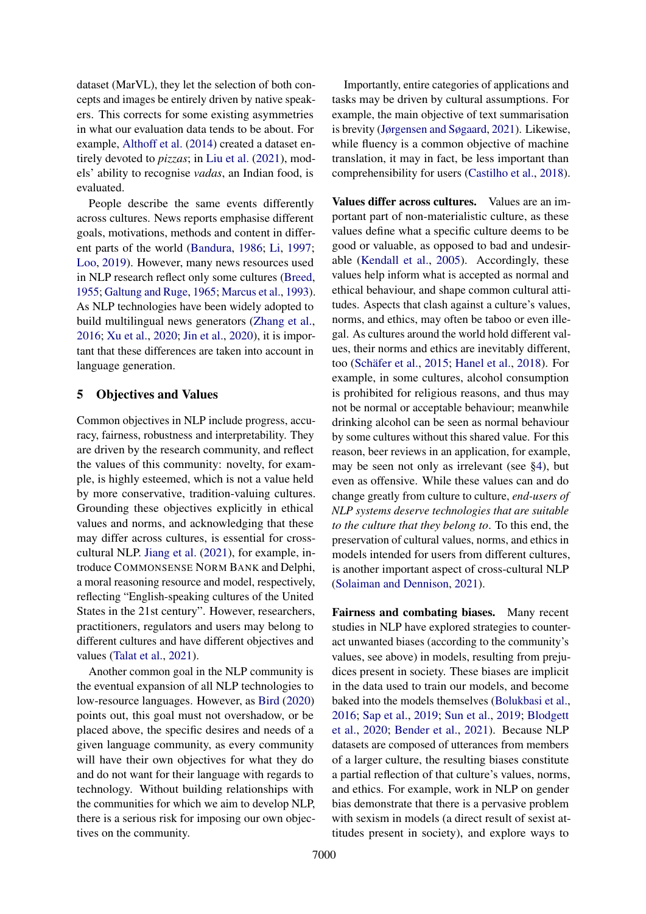dataset (MarVL), they let the selection of both concepts and images be entirely driven by native speakers. This corrects for some existing asymmetries in what our evaluation data tends to be about. For example, Althoff et al. (2014) created a dataset entirely devoted to *pizzas*; in Liu et al. (2021), models' ability to recognise *vadas*, an Indian food, is evaluated.

People describe the same events differently across cultures. News reports emphasise different goals, motivations, methods and content in different parts of the world (Bandura, 1986; Li, 1997; Loo, 2019). However, many news resources used in NLP research reflect only some cultures (Breed, 1955; Galtung and Ruge, 1965; Marcus et al., 1993). As NLP technologies have been widely adopted to build multilingual news generators (Zhang et al., 2016; Xu et al., 2020; Jin et al., 2020), it is important that these differences are taken into account in language generation.

## 5 Objectives and Values

Common objectives in NLP include progress, accuracy, fairness, robustness and interpretability. They are driven by the research community, and reflect the values of this community: novelty, for example, is highly esteemed, which is not a value held by more conservative, tradition-valuing cultures. Grounding these objectives explicitly in ethical values and norms, and acknowledging that these may differ across cultures, is essential for cross-cultural NLP. Jiang et al. (2021), for example, introduce COMMONSENSE NORM BANK and Delphi, a moral reasoning resource and model, respectively, reflecting "English-speaking cultures of the United States in the 21st century". However, researchers, practitioners, regulators and users may belong to different cultures and have different objectives and values (Talat et al., 2021).

Another common goal in the NLP community is the eventual expansion of all NLP technologies to low-resource languages. However, as Bird (2020) points out, this goal must not overshadow, or be placed above, the specific desires and needs of a given language community, as every community will have their own objectives for what they do and do not want for their language with regards to technology. Without building relationships with the communities for which we aim to develop NLP, there is a serious risk for imposing our own objectives on the community.

Importantly, entire categories of applications and tasks may be driven by cultural assumptions. For example, the main objective of text summarisation is brevity (Jørgensen and Søgaard, 2021). Likewise, while fluency is a common objective of machine translation, it may in fact, be less important than comprehensibility for users (Castilho et al., 2018).

**Values differ across cultures.** Values are an important part of non-materialistic culture, as these values define what a specific culture deems to be good or valuable, as opposed to bad and undesirable (Kendall et al., 2005). Accordingly, these values help inform what is accepted as normal and ethical behaviour, and shape common cultural attitudes. Aspects that clash against a culture's values, norms, and ethics, may often be taboo or even illegal. As cultures around the world hold different values, their norms and ethics are inevitably different, too (Schäfer et al., 2015; Hanel et al., 2018). For example, in some cultures, alcohol consumption is prohibited for religious reasons, and thus may not be normal or acceptable behaviour; meanwhile drinking alcohol can be seen as normal behaviour by some cultures without this shared value. For this reason, beer reviews in an application, for example, may be seen not only as irrelevant (see §4), but even as offensive. While these values can and do change greatly from culture to culture, *end-users of NLP systems deserve technologies that are suitable to the culture that they belong to*. To this end, the preservation of cultural values, norms, and ethics in models intended for users from different cultures, is another important aspect of cross-cultural NLP (Solaiman and Dennison, 2021).

**Fairness and combating biases.** Many recent studies in NLP have explored strategies to counteract unwanted biases (according to the community's values, see above) in models, resulting from prejudices present in society. These biases are implicit in the data used to train our models, and become baked into the models themselves (Bolukbasi et al., 2016; Sap et al., 2019; Sun et al., 2019; Blodgett et al., 2020; Bender et al., 2021). Because NLP datasets are composed of utterances from members of a larger culture, the resulting biases constitute a partial reflection of that culture's values, norms, and ethics. For example, work in NLP on gender bias demonstrate that there is a pervasive problem with sexism in models (a direct result of sexist attitudes present in society), and explore ways to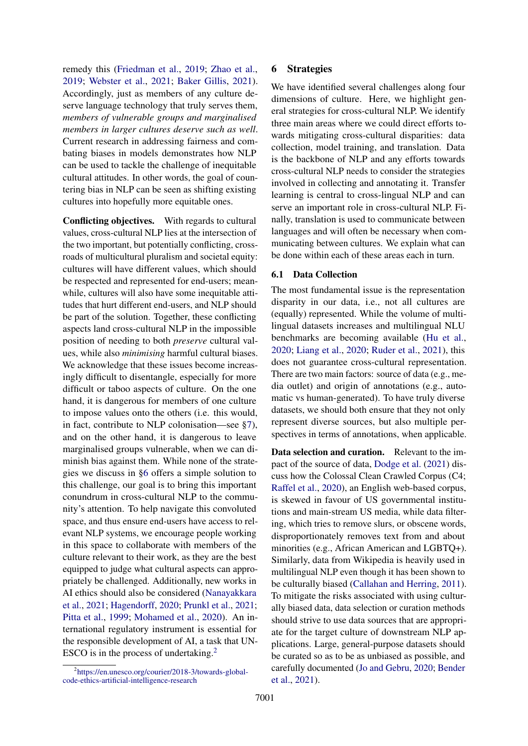remedy this (Friedman et al., 2019; Zhao et al., 2019; Webster et al., 2021; Baker Gillis, 2021). Accordingly, just as members of any culture deserve language technology that truly serves them, *members of vulnerable groups and marginalised members in larger cultures deserve such as well*. Current research in addressing fairness and combating biases in models demonstrates how NLP can be used to tackle the challenge of inequitable cultural attitudes. In other words, the goal of countering bias in NLP can be seen as shifting existing cultures into hopefully more equitable ones.

**Conflicting objectives.** With regards to cultural values, cross-cultural NLP lies at the intersection of the two important, but potentially conflicting, crossroads of multicultural pluralism and societal equity: cultures will have different values, which should be respected and represented for end-users; meanwhile, cultures will also have some inequitable attitudes that hurt different end-users, and NLP should be part of the solution. Together, these conflicting aspects land cross-cultural NLP in the impossible position of needing to both *preserve* cultural values, while also *minimising* harmful cultural biases. We acknowledge that these issues become increasingly difficult to disentangle, especially for more difficult or taboo aspects of culture. On the one hand, it is dangerous for members of one culture to impose values onto the others (i.e. this would, in fact, contribute to NLP colonisation—see §7), and on the other hand, it is dangerous to leave marginalised groups vulnerable, when we can diminish bias against them. While none of the strategies we discuss in §6 offers a simple solution to this challenge, our goal is to bring this important conundrum in cross-cultural NLP to the community's attention. To help navigate this convoluted space, and thus ensure end-users have access to relevant NLP systems, we encourage people working in this space to collaborate with members of the culture relevant to their work, as they are the best equipped to judge what cultural aspects can appropriately be challenged. Additionally, new works in AI ethics should also be considered (Nanayakkara et al., 2021; Hagendorff, 2020; Prunkl et al., 2021; Pitta et al., 1999; Mohamed et al., 2020). An international regulatory instrument is essential for the responsible development of AI, a task that UNESCO is in the process of undertaking.[2]

[2] https://en.unesco.org/courier/2018-3/towards-global-code-ethics-artificial-intelligence-research

## 6 Strategies

We have identified several challenges along four dimensions of culture. Here, we highlight general strategies for cross-cultural NLP. We identify three main areas where we could direct efforts towards mitigating cross-cultural disparities: data collection, model training, and translation. Data is the backbone of NLP and any efforts towards cross-cultural NLP needs to consider the strategies involved in collecting and annotating it. Transfer learning is central to cross-lingual NLP and can serve an important role in cross-cultural NLP. Finally, translation is used to communicate between languages and will often be necessary when communicating between cultures. We explain what can be done within each of these areas each in turn.

### 6.1 Data Collection

The most fundamental issue is the representation disparity in our data, i.e., not all cultures are (equally) represented. While the volume of multilingual datasets increases and multilingual NLU benchmarks are becoming available (Hu et al., 2020; Liang et al., 2020; Ruder et al., 2021), this does not guarantee cross-cultural representation. There are two main factors: source of data (e.g., media outlet) and origin of annotations (e.g., automatic vs human-generated). To have truly diverse datasets, we should both ensure that they not only represent diverse sources, but also multiple perspectives in terms of annotations, when applicable.

**Data selection and curation.** Relevant to the impact of the source of data, Dodge et al. (2021) discuss how the Colossal Clean Crawled Corpus (C4; Raffel et al., 2020), an English web-based corpus, is skewed in favour of US governmental institutions and main-stream US media, while data filtering, which tries to remove slurs, or obscene words, disproportionately removes text from and about minorities (e.g., African American and LGBTQ+). Similarly, data from Wikipedia is heavily used in multilingual NLP even though it has been shown to be culturally biased (Callahan and Herring, 2011). To mitigate the risks associated with using culturally biased data, data selection or curation methods should strive to use data sources that are appropriate for the target culture of downstream NLP applications. Large, general-purpose datasets should be curated so as to be as unbiased as possible, and carefully documented (Jo and Gebru, 2020; Bender et al., 2021).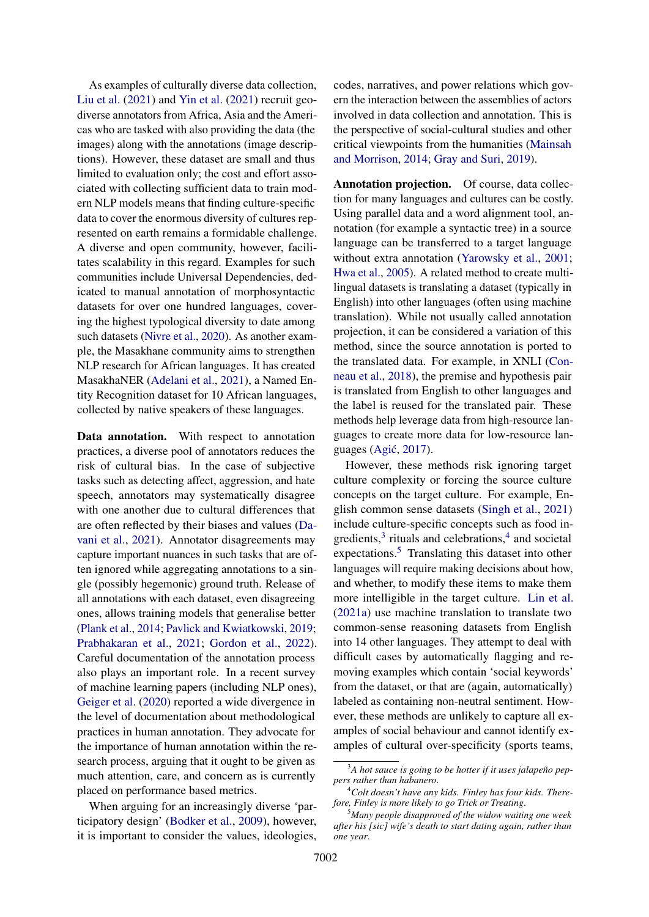As examples of culturally diverse data collection, Liu et al. (2021) and Yin et al. (2021) recruit geo-diverse annotators from Africa, Asia and the Americas who are tasked with also providing the data (the images) along with the annotations (image descriptions). However, these dataset are small and thus limited to evaluation only; the cost and effort associated with collecting sufficient data to train modern NLP models means that finding culture-specific data to cover the enormous diversity of cultures represented on earth remains a formidable challenge. A diverse and open community, however, facilitates scalability in this regard. Examples for such communities include Universal Dependencies, dedicated to manual annotation of morphosyntactic datasets for over one hundred languages, covering the highest typological diversity to date among such datasets (Nivre et al., 2020). As another example, the Masakhane community aims to strengthen NLP research for African languages. It has created MasakhaNER (Adelani et al., 2021), a Named Entity Recognition dataset for 10 African languages, collected by native speakers of these languages.

**Data annotation.** With respect to annotation practices, a diverse pool of annotators reduces the risk of cultural bias. In the case of subjective tasks such as detecting affect, aggression, and hate speech, annotators may systematically disagree with one another due to cultural differences that are often reflected by their biases and values (Davani et al., 2021). Annotator disagreements may capture important nuances in such tasks that are often ignored while aggregating annotations to a single (possibly hegemonic) ground truth. Release of all annotations with each dataset, even disagreeing ones, allows training models that generalise better (Plank et al., 2014; Pavlick and Kwiatkowski, 2019; Prabhakaran et al., 2021; Gordon et al., 2022). Careful documentation of the annotation process also plays an important role. In a recent survey of machine learning papers (including NLP ones), Geiger et al. (2020) reported a wide divergence in the level of documentation about methodological practices in human annotation. They advocate for the importance of human annotation within the research process, arguing that it ought to be given as much attention, care, and concern as is currently placed on performance based metrics.

When arguing for an increasingly diverse 'participatory design' (Bodker et al., 2009), however, it is important to consider the values, ideologies, codes, narratives, and power relations which govern the interaction between the assemblies of actors involved in data collection and annotation. This is the perspective of social-cultural studies and other critical viewpoints from the humanities (Mainsah and Morrison, 2014; Gray and Suri, 2019).

**Annotation projection.** Of course, data collection for many languages and cultures can be costly. Using parallel data and a word alignment tool, annotation (for example a syntactic tree) in a source language can be transferred to a target language without extra annotation (Yarowsky et al., 2001; Hwa et al., 2005). A related method to create multilingual datasets is translating a dataset (typically in English) into other languages (often using machine translation). While not usually called annotation projection, it can be considered a variation of this method, since the source annotation is ported to the translated data. For example, in XNLI (Conneau et al., 2018), the premise and hypothesis pair is translated from English to other languages and the label is reused for the translated pair. These methods help leverage data from high-resource languages to create more data for low-resource languages (Agić, 2017).

However, these methods risk ignoring target culture complexity or forcing the source culture concepts on the target culture. For example, English common sense datasets (Singh et al., 2021) include culture-specific concepts such as food ingredients,[3] rituals and celebrations,[4] and societal expectations.[5] Translating this dataset into other languages will still require making decisions about how, and whether, to modify these items to make them more intelligible in the target culture. Lin et al. (2021a) use machine translation to translate two common-sense reasoning datasets from English into 14 other languages. They attempt to deal with difficult cases by automatically flagging and removing examples which contain 'social keywords' from the dataset, or that are (again, automatically) labeled as containing non-neutral sentiment. However, these methods are unlikely to capture all examples of social behaviour and cannot identify examples of cultural over-specificity (sports teams,

[3] *A hot sauce is going to be hotter if it uses jalapeño peppers rather than habanero.*

[4] *Colt doesn't have any kids. Finley has four kids. Therefore, Finley is more likely to go Trick or Treating.*

[5] *Many people disapproved of the widow waiting one week after his [sic] wife's death to start dating again, rather than one year.*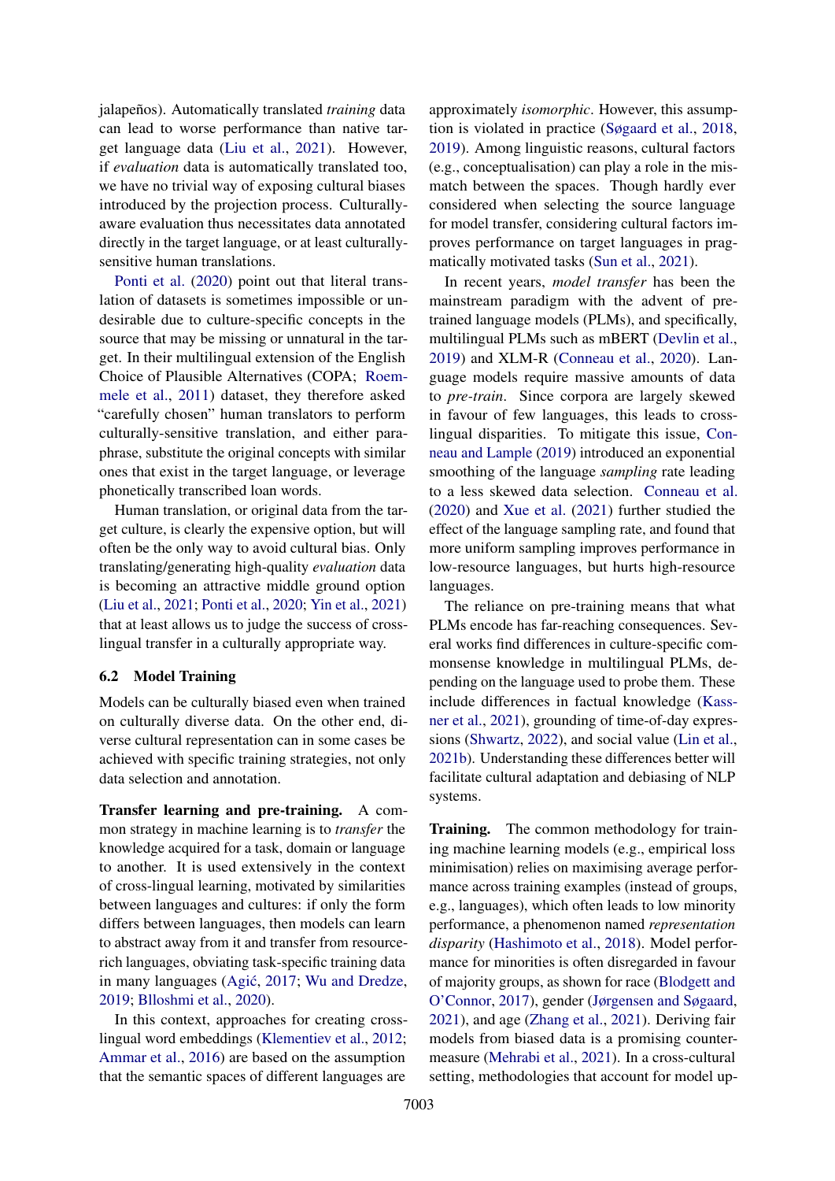jalapeños). Automatically translated *training* data can lead to worse performance than native target language data (Liu et al., 2021). However, if *evaluation* data is automatically translated too, we have no trivial way of exposing cultural biases introduced by the projection process. Culturally-aware evaluation thus necessitates data annotated directly in the target language, or at least culturally-sensitive human translations.

Ponti et al. (2020) point out that literal translation of datasets is sometimes impossible or undesirable due to culture-specific concepts in the source that may be missing or unnatural in the target. In their multilingual extension of the English Choice of Plausible Alternatives (COPA; Roemmele et al., 2011) dataset, they therefore asked "carefully chosen" human translators to perform culturally-sensitive translation, and either paraphrase, substitute the original concepts with similar ones that exist in the target language, or leverage phonetically transcribed loan words.

Human translation, or original data from the target culture, is clearly the expensive option, but will often be the only way to avoid cultural bias. Only translating/generating high-quality *evaluation* data is becoming an attractive middle ground option (Liu et al., 2021; Ponti et al., 2020; Yin et al., 2021) that at least allows us to judge the success of cross-lingual transfer in a culturally appropriate way.

### 6.2 Model Training

Models can be culturally biased even when trained on culturally diverse data. On the other end, diverse cultural representation can in some cases be achieved with specific training strategies, not only data selection and annotation.

**Transfer learning and pre-training.** A common strategy in machine learning is to *transfer* the knowledge acquired for a task, domain or language to another. It is used extensively in the context of cross-lingual learning, motivated by similarities between languages and cultures: if only the form differs between languages, then models can learn to abstract away from it and transfer from resource-rich languages, obviating task-specific training data in many languages (Agić, 2017; Wu and Dredze, 2019; Blloshmi et al., 2020).

In this context, approaches for creating cross-lingual word embeddings (Klementiev et al., 2012; Ammar et al., 2016) are based on the assumption that the semantic spaces of different languages are approximately *isomorphic*. However, this assumption is violated in practice (Søgaard et al., 2018, 2019). Among linguistic reasons, cultural factors (e.g., conceptualisation) can play a role in the mismatch between the spaces. Though hardly ever considered when selecting the source language for model transfer, considering cultural factors improves performance on target languages in pragmatically motivated tasks (Sun et al., 2021).

In recent years, *model transfer* has been the mainstream paradigm with the advent of pre-trained language models (PLMs), and specifically, multilingual PLMs such as mBERT (Devlin et al., 2019) and XLM-R (Conneau et al., 2020). Language models require massive amounts of data to *pre-train*. Since corpora are largely skewed in favour of few languages, this leads to cross-lingual disparities. To mitigate this issue, Conneau and Lample (2019) introduced an exponential smoothing of the language *sampling* rate leading to a less skewed data selection. Conneau et al. (2020) and Xue et al. (2021) further studied the effect of the language sampling rate, and found that more uniform sampling improves performance in low-resource languages, but hurts high-resource languages.

The reliance on pre-training means that what PLMs encode has far-reaching consequences. Several works find differences in culture-specific commonsense knowledge in multilingual PLMs, depending on the language used to probe them. These include differences in factual knowledge (Kassner et al., 2021), grounding of time-of-day expressions (Shwartz, 2022), and social value (Lin et al., 2021b). Understanding these differences better will facilitate cultural adaptation and debiasing of NLP systems.

**Training.** The common methodology for training machine learning models (e.g., empirical loss minimisation) relies on maximising average performance across training examples (instead of groups, e.g., languages), which often leads to low minority performance, a phenomenon named *representation disparity* (Hashimoto et al., 2018). Model performance for minorities is often disregarded in favour of majority groups, as shown for race (Blodgett and O'Connor, 2017), gender (Jørgensen and Søgaard, 2021), and age (Zhang et al., 2021). Deriving fair models from biased data is a promising countermeasure (Mehrabi et al., 2021). In a cross-cultural setting, methodologies that account for model up-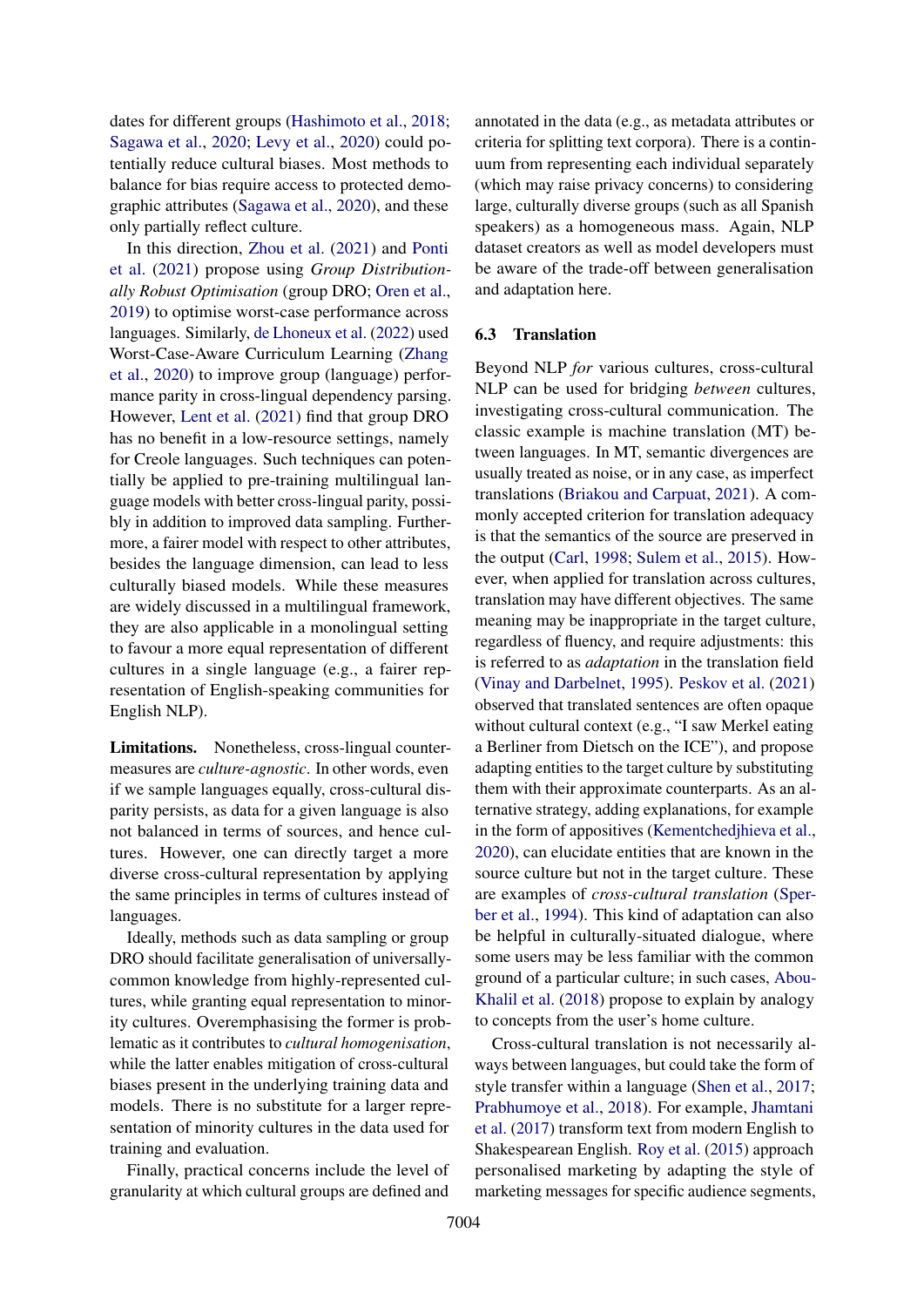dates for different groups (Hashimoto et al., 2018; Sagawa et al., 2020; Levy et al., 2020) could potentially reduce cultural biases. Most methods to balance for bias require access to protected demographic attributes (Sagawa et al., 2020), and these only partially reflect culture.

In this direction, Zhou et al. (2021) and Ponti et al. (2021) propose using *Group Distributionally Robust Optimisation* (group DRO; Oren et al., 2019) to optimise worst-case performance across languages. Similarly, de Lhoneux et al. (2022) used Worst-Case-Aware Curriculum Learning (Zhang et al., 2020) to improve group (language) performance parity in cross-lingual dependency parsing. However, Lent et al. (2021) find that group DRO has no benefit in a low-resource settings, namely for Creole languages. Such techniques can potentially be applied to pre-training multilingual language models with better cross-lingual parity, possibly in addition to improved data sampling. Furthermore, a fairer model with respect to other attributes, besides the language dimension, can lead to less culturally biased models. While these measures are widely discussed in a multilingual framework, they are also applicable in a monolingual setting to favour a more equal representation of different cultures in a single language (e.g., a fairer representation of English-speaking communities for English NLP).

**Limitations.** Nonetheless, cross-lingual countermeasures are *culture-agnostic*. In other words, even if we sample languages equally, cross-cultural disparity persists, as data for a given language is also not balanced in terms of sources, and hence cultures. However, one can directly target a more diverse cross-cultural representation by applying the same principles in terms of cultures instead of languages.

Ideally, methods such as data sampling or group DRO should facilitate generalisation of universally-common knowledge from highly-represented cultures, while granting equal representation to minority cultures. Overemphasising the former is problematic as it contributes to *cultural homogenisation*, while the latter enables mitigation of cross-cultural biases present in the underlying training data and models. There is no substitute for a larger representation of minority cultures in the data used for training and evaluation.

Finally, practical concerns include the level of granularity at which cultural groups are defined and annotated in the data (e.g., as metadata attributes or criteria for splitting text corpora). There is a continuum from representing each individual separately (which may raise privacy concerns) to considering large, culturally diverse groups (such as all Spanish speakers) as a homogeneous mass. Again, NLP dataset creators as well as model developers must be aware of the trade-off between generalisation and adaptation here.

### 6.3 Translation

Beyond NLP *for* various cultures, cross-cultural NLP can be used for bridging *between* cultures, investigating cross-cultural communication. The classic example is machine translation (MT) between languages. In MT, semantic divergences are usually treated as noise, or in any case, as imperfect translations (Briakou and Carpuat, 2021). A commonly accepted criterion for translation adequacy is that the semantics of the source are preserved in the output (Carl, 1998; Sulem et al., 2015). However, when applied for translation across cultures, translation may have different objectives. The same meaning may be inappropriate in the target culture, regardless of fluency, and require adjustments: this is referred to as *adaptation* in the translation field (Vinay and Darbelnet, 1995). Peskov et al. (2021) observed that translated sentences are often opaque without cultural context (e.g., "I saw Merkel eating a Berliner from Dietsch on the ICE"), and propose adapting entities to the target culture by substituting them with their approximate counterparts. As an alternative strategy, adding explanations, for example in the form of appositives (Kementchedjhieva et al., 2020), can elucidate entities that are known in the source culture but not in the target culture. These are examples of *cross-cultural translation* (Sperber et al., 1994). This kind of adaptation can also be helpful in culturally-situated dialogue, where some users may be less familiar with the common ground of a particular culture; in such cases, Abou-Khalil et al. (2018) propose to explain by analogy to concepts from the user's home culture.

Cross-cultural translation is not necessarily always between languages, but could take the form of style transfer within a language (Shen et al., 2017; Prabhumoye et al., 2018). For example, Jhamtani et al. (2017) transform text from modern English to Shakespearean English. Roy et al. (2015) approach personalised marketing by adapting the style of marketing messages for specific audience segments,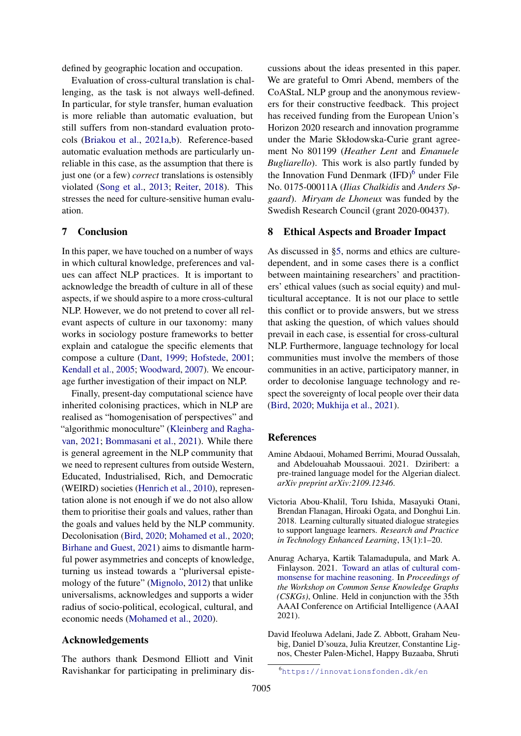defined by geographic location and occupation.

Evaluation of cross-cultural translation is challenging, as the task is not always well-defined. In particular, for style transfer, human evaluation is more reliable than automatic evaluation, but still suffers from non-standard evaluation protocols (Briakou et al., 2021a,b). Reference-based automatic evaluation methods are particularly unreliable in this case, as the assumption that there is just one (or a few) *correct* translations is ostensibly violated (Song et al., 2013; Reiter, 2018). This stresses the need for culture-sensitive human evaluation.

## 7 Conclusion

In this paper, we have touched on a number of ways in which cultural knowledge, preferences and values can affect NLP practices. It is important to acknowledge the breadth of culture in all of these aspects, if we should aspire to a more cross-cultural NLP. However, we do not pretend to cover all relevant aspects of culture in our taxonomy: many works in sociology posture frameworks to better explain and catalogue the specific elements that compose a culture (Dant, 1999; Hofstede, 2001; Kendall et al., 2005; Woodward, 2007). We encourage further investigation of their impact on NLP.

Finally, present-day computational science have inherited colonising practices, which in NLP are realised as "homogenisation of perspectives" and "algorithmic monoculture" (Kleinberg and Raghavan, 2021; Bommasani et al., 2021). While there is general agreement in the NLP community that we need to represent cultures from outside Western, Educated, Industrialised, Rich, and Democratic (WEIRD) societies (Henrich et al., 2010), representation alone is not enough if we do not also allow them to prioritise their goals and values, rather than the goals and values held by the NLP community. Decolonisation (Bird, 2020; Mohamed et al., 2020; Birhane and Guest, 2021) aims to dismantle harmful power asymmetries and concepts of knowledge, turning us instead towards a "pluriversal epistemology of the future" (Mignolo, 2012) that unlike universalisms, acknowledges and supports a wider radius of socio-political, ecological, cultural, and economic needs (Mohamed et al., 2020).

## Acknowledgements

The authors thank Desmond Elliott and Vinit Ravishankar for participating in preliminary discussions about the ideas presented in this paper. We are grateful to Omri Abend, members of the CoAStaL NLP group and the anonymous reviewers for their constructive feedback. This project has received funding from the European Union's Horizon 2020 research and innovation programme under the Marie Skłodowska-Curie grant agreement No 801199 (*Heather Lent* and *Emanuele Bugliarello*). This work is also partly funded by the Innovation Fund Denmark (IFD)[6] under File No. 0175-00011A (*Ilias Chalkidis* and *Anders Søgaard*). *Miryam de Lhoneux* was funded by the Swedish Research Council (grant 2020-00437).

## 8 Ethical Aspects and Broader Impact

As discussed in §5, norms and ethics are culture-dependent, and in some cases there is a conflict between maintaining researchers' and practitioners' ethical values (such as social equity) and multicultural acceptance. It is not our place to settle this conflict or to provide answers, but we stress that asking the question, of which values should prevail in each case, is essential for cross-cultural NLP. Furthermore, language technology for local communities must involve the members of those communities in an active, participatory manner, in order to decolonise language technology and respect the sovereignty of local people over their data (Bird, 2020; Mukhija et al., 2021).

## References

Amine Abdaoui, Mohamed Berrimi, Mourad Oussalah, and Abdelouahab Moussaoui. 2021. Dziribert: a pre-trained language model for the Algerian dialect. *arXiv preprint arXiv:2109.12346*.

Victoria Abou-Khalil, Toru Ishida, Masayuki Otani, Brendan Flanagan, Hiroaki Ogata, and Donghui Lin. 2018. Learning culturally situated dialogue strategies to support language learners. *Research and Practice in Technology Enhanced Learning*, 13(1):1–20.

Anurag Acharya, Kartik Talamadupula, and Mark A. Finlayson. 2021. Toward an atlas of cultural commonsense for machine reasoning. In *Proceedings of the Workshop on Common Sense Knowledge Graphs (CSKGs)*, Online. Held in conjunction with the 35th AAAI Conference on Artificial Intelligence (AAAI 2021).

David Ifeoluwa Adelani, Jade Z. Abbott, Graham Neubig, Daniel D'souza, Julia Kreutzer, Constantine Lignos, Chester Palen-Michel, Happy Buzaaba, Shruti

[6] https://innovationsfonden.dk/en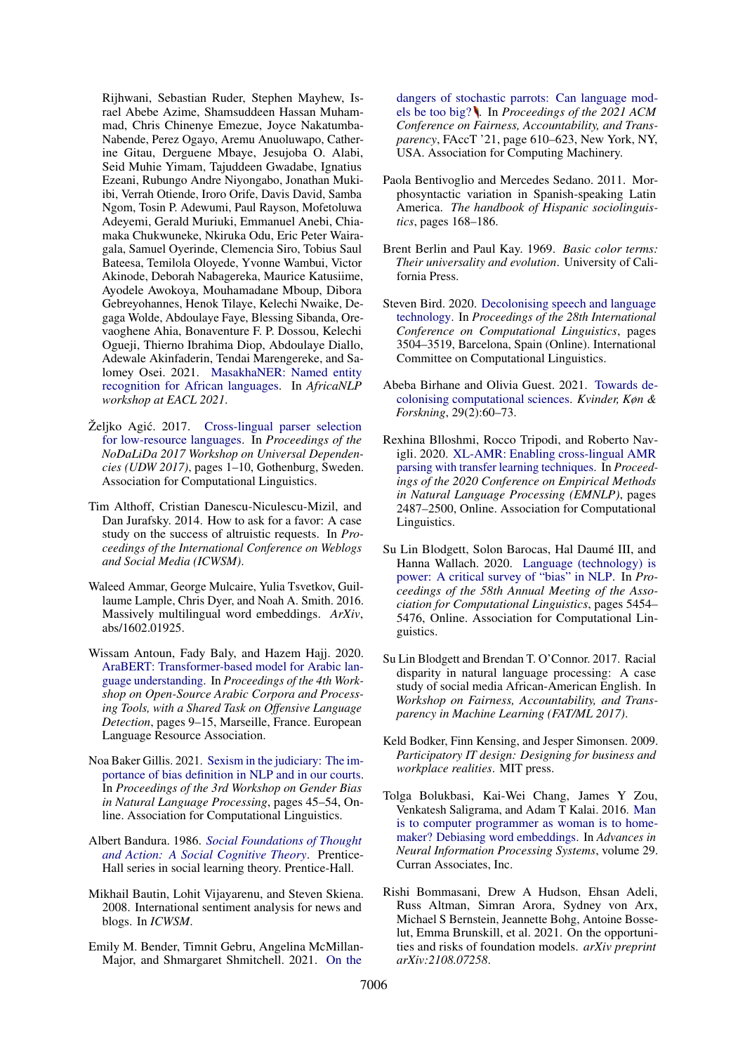Rijhwani, Sebastian Ruder, Stephen Mayhew, Israel Abebe Azime, Shamsuddeen Hassan Muhammad, Chris Chinenye Emezue, Joyce Nakatumba-Nabende, Perez Ogayo, Aremu Anuoluwapo, Catherine Gitau, Derguene Mbaye, Jesujoba O. Alabi, Seid Muhie Yimam, Tajuddeen Gwadabe, Ignatius Ezeani, Rubungo Andre Niyongabo, Jonathan Mukiibi, Verrah Otiende, Iroro Orife, Davis David, Samba Ngom, Tosin P. Adewumi, Paul Rayson, Mofetoluwa Adeyemi, Gerald Muriuki, Emmanuel Anebi, Chiamaka Chukwuneke, Nkiruka Odu, Eric Peter Wairagala, Samuel Oyerinde, Clemencia Siro, Tobius Saul Bateesa, Temilola Oloyede, Yvonne Wambui, Victor Akinode, Deborah Nabagereka, Maurice Katusiime, Ayodele Awokoya, Mouhamadane Mboup, Dibora Gebreyohannes, Henok Tilaye, Kelechi Nwaike, Degaga Wolde, Abdoulaye Faye, Blessing Sibanda, Orevaoghene Ahia, Bonaventure F. P. Dossou, Kelechi Ogueji, Thierno Ibrahima Diop, Abdoulaye Diallo, Adewale Akinfaderin, Tendai Marengereke, and Salomey Osei. 2021. MasakhaNER: Named entity recognition for African languages. In *AfricaNLP workshop at EACL 2021*.

Željko Agić. 2017. Cross-lingual parser selection for low-resource languages. In *Proceedings of the NoDaLiDa 2017 Workshop on Universal Dependencies (UDW 2017)*, pages 1–10, Gothenburg, Sweden. Association for Computational Linguistics.

Tim Althoff, Cristian Danescu-Niculescu-Mizil, and Dan Jurafsky. 2014. How to ask for a favor: A case study on the success of altruistic requests. In *Proceedings of the International Conference on Weblogs and Social Media (ICWSM)*.

Waleed Ammar, George Mulcaire, Yulia Tsvetkov, Guillaume Lample, Chris Dyer, and Noah A. Smith. 2016. Massively multilingual word embeddings. *ArXiv*, abs/1602.01925.

Wissam Antoun, Fady Baly, and Hazem Hajj. 2020. AraBERT: Transformer-based model for Arabic language understanding. In *Proceedings of the 4th Workshop on Open-Source Arabic Corpora and Processing Tools, with a Shared Task on Offensive Language Detection*, pages 9–15, Marseille, France. European Language Resource Association.

Noa Baker Gillis. 2021. Sexism in the judiciary: The importance of bias definition in NLP and in our courts. In *Proceedings of the 3rd Workshop on Gender Bias in Natural Language Processing*, pages 45–54, Online. Association for Computational Linguistics.

Albert Bandura. 1986. *Social Foundations of Thought and Action: A Social Cognitive Theory*. Prentice-Hall series in social learning theory. Prentice-Hall.

Mikhail Bautin, Lohit Vijayarenu, and Steven Skiena. 2008. International sentiment analysis for news and blogs. In *ICWSM*.

Emily M. Bender, Timnit Gebru, Angelina McMillan-Major, and Shmargaret Shmitchell. 2021. On the dangers of stochastic parrots: Can language models be too big? 🦜. In *Proceedings of the 2021 ACM Conference on Fairness, Accountability, and Transparency*, FAccT '21, page 610–623, New York, NY, USA. Association for Computing Machinery.

Paola Bentivoglio and Mercedes Sedano. 2011. Morphosyntactic variation in Spanish-speaking Latin America. *The handbook of Hispanic sociolinguistics*, pages 168–186.

Brent Berlin and Paul Kay. 1969. *Basic color terms: Their universality and evolution*. University of California Press.

Steven Bird. 2020. Decolonising speech and language technology. In *Proceedings of the 28th International Conference on Computational Linguistics*, pages 3504–3519, Barcelona, Spain (Online). International Committee on Computational Linguistics.

Abeba Birhane and Olivia Guest. 2021. Towards decolonising computational sciences. *Kvinder, Køn & Forskning*, 29(2):60–73.

Rexhina Blloshmi, Rocco Tripodi, and Roberto Navigli. 2020. XL-AMR: Enabling cross-lingual AMR parsing with transfer learning techniques. In *Proceedings of the 2020 Conference on Empirical Methods in Natural Language Processing (EMNLP)*, pages 2487–2500, Online. Association for Computational Linguistics.

Su Lin Blodgett, Solon Barocas, Hal Daumé III, and Hanna Wallach. 2020. Language (technology) is power: A critical survey of "bias" in NLP. In *Proceedings of the 58th Annual Meeting of the Association for Computational Linguistics*, pages 5454–5476, Online. Association for Computational Linguistics.

Su Lin Blodgett and Brendan T. O'Connor. 2017. Racial disparity in natural language processing: A case study of social media African-American English. In *Workshop on Fairness, Accountability, and Transparency in Machine Learning (FAT/ML 2017)*.

Keld Bodker, Finn Kensing, and Jesper Simonsen. 2009. *Participatory IT design: Designing for business and workplace realities*. MIT press.

Tolga Bolukbasi, Kai-Wei Chang, James Y Zou, Venkatesh Saligrama, and Adam T Kalai. 2016. Man is to computer programmer as woman is to homemaker? Debiasing word embeddings. In *Advances in Neural Information Processing Systems*, volume 29. Curran Associates, Inc.

Rishi Bommasani, Drew A Hudson, Ehsan Adeli, Russ Altman, Simran Arora, Sydney von Arx, Michael S Bernstein, Jeannette Bohg, Antoine Bosselut, Emma Brunskill, et al. 2021. On the opportunities and risks of foundation models. *arXiv preprint arXiv:2108.07258*.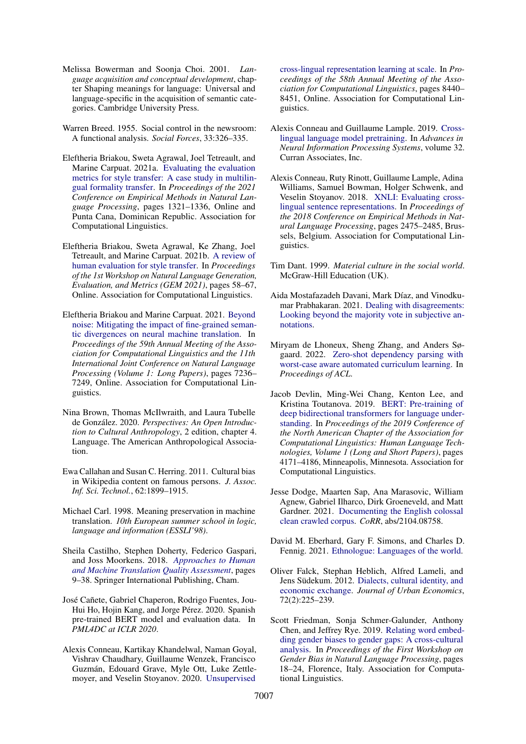Melissa Bowerman and Soonja Choi. 2001. *Language acquisition and conceptual development*, chapter Shaping meanings for language: Universal and language-specific in the acquisition of semantic categories. Cambridge University Press.

Warren Breed. 1955. Social control in the newsroom: A functional analysis. *Social Forces*, 33:326–335.

Eleftheria Briakou, Sweta Agrawal, Joel Tetreault, and Marine Carpuat. 2021a. Evaluating the evaluation metrics for style transfer: A case study in multilingual formality transfer. In *Proceedings of the 2021 Conference on Empirical Methods in Natural Language Processing*, pages 1321–1336, Online and Punta Cana, Dominican Republic. Association for Computational Linguistics.

Eleftheria Briakou, Sweta Agrawal, Ke Zhang, Joel Tetreault, and Marine Carpuat. 2021b. A review of human evaluation for style transfer. In *Proceedings of the 1st Workshop on Natural Language Generation, Evaluation, and Metrics (GEM 2021)*, pages 58–67, Online. Association for Computational Linguistics.

Eleftheria Briakou and Marine Carpuat. 2021. Beyond noise: Mitigating the impact of fine-grained semantic divergences on neural machine translation. In *Proceedings of the 59th Annual Meeting of the Association for Computational Linguistics and the 11th International Joint Conference on Natural Language Processing (Volume 1: Long Papers)*, pages 7236–7249, Online. Association for Computational Linguistics.

Nina Brown, Thomas McIlwraith, and Laura Tubelle de González. 2020. *Perspectives: An Open Introduction to Cultural Anthropology*, 2 edition, chapter 4. Language. The American Anthropological Association.

Ewa Callahan and Susan C. Herring. 2011. Cultural bias in Wikipedia content on famous persons. *J. Assoc. Inf. Sci. Technol.*, 62:1899–1915.

Michael Carl. 1998. Meaning preservation in machine translation. *10th European summer school in logic, language and information (ESSLI'98)*.

Sheila Castilho, Stephen Doherty, Federico Gaspari, and Joss Moorkens. 2018. *Approaches to Human and Machine Translation Quality Assessment*, pages 9–38. Springer International Publishing, Cham.

José Cañete, Gabriel Chaperon, Rodrigo Fuentes, Jou-Hui Ho, Hojin Kang, and Jorge Pérez. 2020. Spanish pre-trained BERT model and evaluation data. In *PML4DC at ICLR 2020*.

Alexis Conneau, Kartikay Khandelwal, Naman Goyal, Vishrav Chaudhary, Guillaume Wenzek, Francisco Guzmán, Edouard Grave, Myle Ott, Luke Zettlemoyer, and Veselin Stoyanov. 2020. Unsupervised cross-lingual representation learning at scale. In *Proceedings of the 58th Annual Meeting of the Association for Computational Linguistics*, pages 8440–8451, Online. Association for Computational Linguistics.

Alexis Conneau and Guillaume Lample. 2019. Cross-lingual language model pretraining. In *Advances in Neural Information Processing Systems*, volume 32. Curran Associates, Inc.

Alexis Conneau, Ruty Rinott, Guillaume Lample, Adina Williams, Samuel Bowman, Holger Schwenk, and Veselin Stoyanov. 2018. XNLI: Evaluating cross-lingual sentence representations. In *Proceedings of the 2018 Conference on Empirical Methods in Natural Language Processing*, pages 2475–2485, Brussels, Belgium. Association for Computational Linguistics.

Tim Dant. 1999. *Material culture in the social world*. McGraw-Hill Education (UK).

Aida Mostafazadeh Davani, Mark Díaz, and Vinodkumar Prabhakaran. 2021. Dealing with disagreements: Looking beyond the majority vote in subjective annotations.

Miryam de Lhoneux, Sheng Zhang, and Anders Søgaard. 2022. Zero-shot dependency parsing with worst-case aware automated curriculum learning. In *Proceedings of ACL*.

Jacob Devlin, Ming-Wei Chang, Kenton Lee, and Kristina Toutanova. 2019. BERT: Pre-training of deep bidirectional transformers for language understanding. In *Proceedings of the 2019 Conference of the North American Chapter of the Association for Computational Linguistics: Human Language Technologies, Volume 1 (Long and Short Papers)*, pages 4171–4186, Minneapolis, Minnesota. Association for Computational Linguistics.

Jesse Dodge, Maarten Sap, Ana Marasovic, William Agnew, Gabriel Ilharco, Dirk Groeneveld, and Matt Gardner. 2021. Documenting the English colossal clean crawled corpus. *CoRR*, abs/2104.08758.

David M. Eberhard, Gary F. Simons, and Charles D. Fennig. 2021. Ethnologue: Languages of the world.

Oliver Falck, Stephan Heblich, Alfred Lameli, and Jens Südekum. 2012. Dialects, cultural identity, and economic exchange. *Journal of Urban Economics*, 72(2):225–239.

Scott Friedman, Sonja Schmer-Galunder, Anthony Chen, and Jeffrey Rye. 2019. Relating word embedding gender biases to gender gaps: A cross-cultural analysis. In *Proceedings of the First Workshop on Gender Bias in Natural Language Processing*, pages 18–24, Florence, Italy. Association for Computational Linguistics.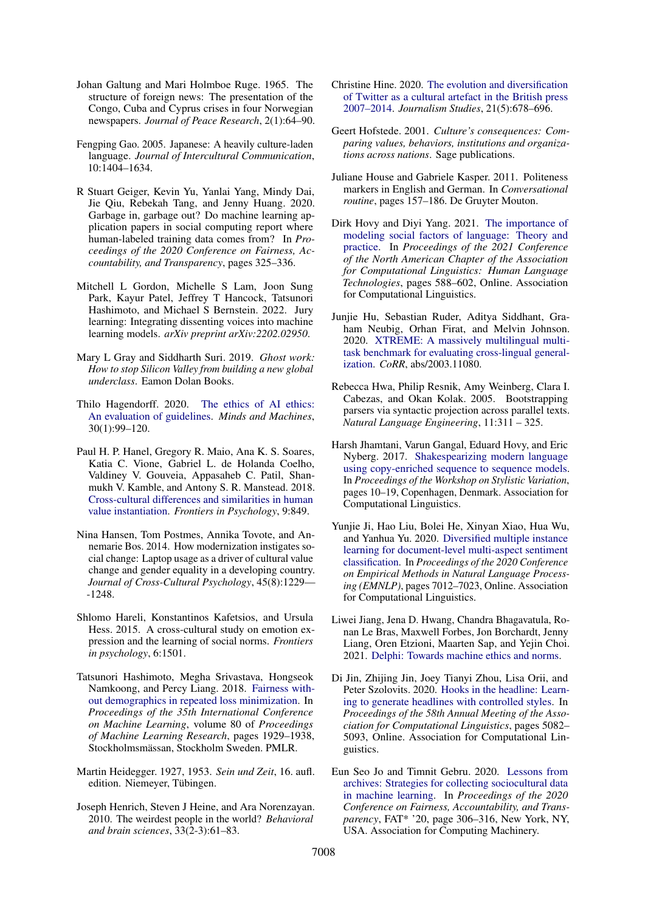Johan Galtung and Mari Holmboe Ruge. 1965. The structure of foreign news: The presentation of the Congo, Cuba and Cyprus crises in four Norwegian newspapers. *Journal of Peace Research*, 2(1):64–90.

Fengping Gao. 2005. Japanese: A heavily culture-laden language. *Journal of Intercultural Communication*, 10:1404–1634.

R Stuart Geiger, Kevin Yu, Yanlai Yang, Mindy Dai, Jie Qiu, Rebekah Tang, and Jenny Huang. 2020. Garbage in, garbage out? Do machine learning application papers in social computing report where human-labeled training data comes from? In *Proceedings of the 2020 Conference on Fairness, Accountability, and Transparency*, pages 325–336.

Mitchell L Gordon, Michelle S Lam, Joon Sung Park, Kayur Patel, Jeffrey T Hancock, Tatsunori Hashimoto, and Michael S Bernstein. 2022. Jury learning: Integrating dissenting voices into machine learning models. *arXiv preprint arXiv:2202.02950*.

Mary L Gray and Siddharth Suri. 2019. *Ghost work: How to stop Silicon Valley from building a new global underclass*. Eamon Dolan Books.

Thilo Hagendorff. 2020. The ethics of AI ethics: An evaluation of guidelines. *Minds and Machines*, 30(1):99–120.

Paul H. P. Hanel, Gregory R. Maio, Ana K. S. Soares, Katia C. Vione, Gabriel L. de Holanda Coelho, Valdiney V. Gouveia, Appasaheb C. Patil, Shanmukh V. Kamble, and Antony S. R. Manstead. 2018. Cross-cultural differences and similarities in human value instantiation. *Frontiers in Psychology*, 9:849.

Nina Hansen, Tom Postmes, Annika Tovote, and Annemarie Bos. 2014. How modernization instigates social change: Laptop usage as a driver of cultural value change and gender equality in a developing country. *Journal of Cross-Cultural Psychology*, 45(8):1229—-1248.

Shlomo Hareli, Konstantinos Kafetsios, and Ursula Hess. 2015. A cross-cultural study on emotion expression and the learning of social norms. *Frontiers in psychology*, 6:1501.

Tatsunori Hashimoto, Megha Srivastava, Hongseok Namkoong, and Percy Liang. 2018. Fairness without demographics in repeated loss minimization. In *Proceedings of the 35th International Conference on Machine Learning*, volume 80 of *Proceedings of Machine Learning Research*, pages 1929–1938, Stockholmsmässan, Stockholm Sweden. PMLR.

Martin Heidegger. 1927, 1953. *Sein und Zeit*, 16. aufl. edition. Niemeyer, Tübingen.

Joseph Henrich, Steven J Heine, and Ara Norenzayan. 2010. The weirdest people in the world? *Behavioral and brain sciences*, 33(2-3):61–83.

Christine Hine. 2020. The evolution and diversification of Twitter as a cultural artefact in the British press 2007–2014. *Journalism Studies*, 21(5):678–696.

Geert Hofstede. 2001. *Culture's consequences: Comparing values, behaviors, institutions and organizations across nations*. Sage publications.

Juliane House and Gabriele Kasper. 2011. Politeness markers in English and German. In *Conversational routine*, pages 157–186. De Gruyter Mouton.

Dirk Hovy and Diyi Yang. 2021. The importance of modeling social factors of language: Theory and practice. In *Proceedings of the 2021 Conference of the North American Chapter of the Association for Computational Linguistics: Human Language Technologies*, pages 588–602, Online. Association for Computational Linguistics.

Junjie Hu, Sebastian Ruder, Aditya Siddhant, Graham Neubig, Orhan Firat, and Melvin Johnson. 2020. XTREME: A massively multilingual multi-task benchmark for evaluating cross-lingual generalization. *CoRR*, abs/2003.11080.

Rebecca Hwa, Philip Resnik, Amy Weinberg, Clara I. Cabezas, and Okan Kolak. 2005. Bootstrapping parsers via syntactic projection across parallel texts. *Natural Language Engineering*, 11:311 – 325.

Harsh Jhamtani, Varun Gangal, Eduard Hovy, and Eric Nyberg. 2017. Shakespearizing modern language using copy-enriched sequence to sequence models. In *Proceedings of the Workshop on Stylistic Variation*, pages 10–19, Copenhagen, Denmark. Association for Computational Linguistics.

Yunjie Ji, Hao Liu, Bolei He, Xinyan Xiao, Hua Wu, and Yanhua Yu. 2020. Diversified multiple instance learning for document-level multi-aspect sentiment classification. In *Proceedings of the 2020 Conference on Empirical Methods in Natural Language Processing (EMNLP)*, pages 7012–7023, Online. Association for Computational Linguistics.

Liwei Jiang, Jena D. Hwang, Chandra Bhagavatula, Ronan Le Bras, Maxwell Forbes, Jon Borchardt, Jenny Liang, Oren Etzioni, Maarten Sap, and Yejin Choi. 2021. Delphi: Towards machine ethics and norms.

Di Jin, Zhijing Jin, Joey Tianyi Zhou, Lisa Orii, and Peter Szolovits. 2020. Hooks in the headline: Learning to generate headlines with controlled styles. In *Proceedings of the 58th Annual Meeting of the Association for Computational Linguistics*, pages 5082–5093, Online. Association for Computational Linguistics.

Eun Seo Jo and Timnit Gebru. 2020. Lessons from archives: Strategies for collecting sociocultural data in machine learning. In *Proceedings of the 2020 Conference on Fairness, Accountability, and Transparency*, FAT* '20, page 306–316, New York, NY, USA. Association for Computing Machinery.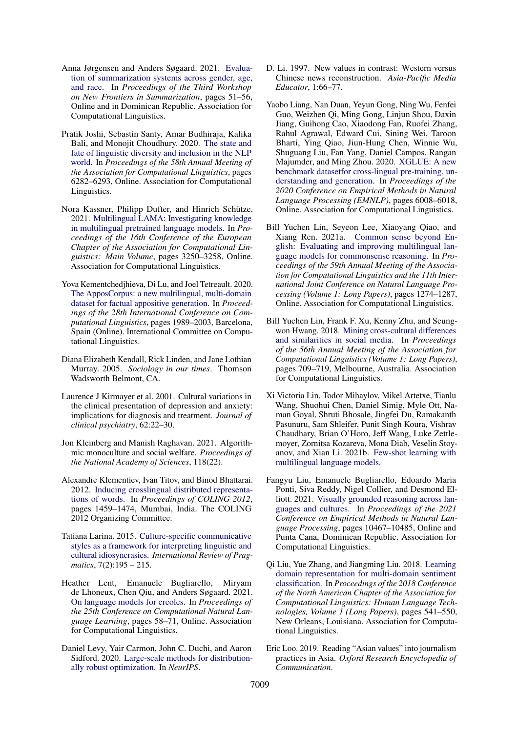Anna Jørgensen and Anders Søgaard. 2021. Evaluation of summarization systems across gender, age, and race. In *Proceedings of the Third Workshop on New Frontiers in Summarization*, pages 51–56, Online and in Dominican Republic. Association for Computational Linguistics.

Pratik Joshi, Sebastin Santy, Amar Budhiraja, Kalika Bali, and Monojit Choudhury. 2020. The state and fate of linguistic diversity and inclusion in the NLP world. In *Proceedings of the 58th Annual Meeting of the Association for Computational Linguistics*, pages 6282–6293, Online. Association for Computational Linguistics.

Nora Kassner, Philipp Dufter, and Hinrich Schütze. 2021. Multilingual LAMA: Investigating knowledge in multilingual pretrained language models. In *Proceedings of the 16th Conference of the European Chapter of the Association for Computational Linguistics: Main Volume*, pages 3250–3258, Online. Association for Computational Linguistics.

Yova Kementchedjhieva, Di Lu, and Joel Tetreault. 2020. The ApposCorpus: a new multilingual, multi-domain dataset for factual appositive generation. In *Proceedings of the 28th International Conference on Computational Linguistics*, pages 1989–2003, Barcelona, Spain (Online). International Committee on Computational Linguistics.

Diana Elizabeth Kendall, Rick Linden, and Jane Lothian Murray. 2005. *Sociology in our times*. Thomson Wadsworth Belmont, CA.

Laurence J Kirmayer et al. 2001. Cultural variations in the clinical presentation of depression and anxiety: implications for diagnosis and treatment. *Journal of clinical psychiatry*, 62:22–30.

Jon Kleinberg and Manish Raghavan. 2021. Algorithmic monoculture and social welfare. *Proceedings of the National Academy of Sciences*, 118(22).

Alexandre Klementiev, Ivan Titov, and Binod Bhattarai. 2012. Inducing crosslingual distributed representations of words. In *Proceedings of COLING 2012*, pages 1459–1474, Mumbai, India. The COLING 2012 Organizing Committee.

Tatiana Larina. 2015. Culture-specific communicative styles as a framework for interpreting linguistic and cultural idiosyncrasies. *International Review of Pragmatics*, 7(2):195 – 215.

Heather Lent, Emanuele Bugliarello, Miryam de Lhoneux, Chen Qiu, and Anders Søgaard. 2021. On language models for creoles. In *Proceedings of the 25th Conference on Computational Natural Language Learning*, pages 58–71, Online. Association for Computational Linguistics.

Daniel Levy, Yair Carmon, John C. Duchi, and Aaron Sidford. 2020. Large-scale methods for distributionally robust optimization. In *NeurIPS*.

D. Li. 1997. New values in contrast: Western versus Chinese news reconstruction. *Asia-Pacific Media Educator*, 1:66–77.

Yaobo Liang, Nan Duan, Yeyun Gong, Ning Wu, Fenfei Guo, Weizhen Qi, Ming Gong, Linjun Shou, Daxin Jiang, Guihong Cao, Xiaodong Fan, Ruofei Zhang, Rahul Agrawal, Edward Cui, Sining Wei, Taroon Bharti, Ying Qiao, Jiun-Hung Chen, Winnie Wu, Shuguang Liu, Fan Yang, Daniel Campos, Rangan Majumder, and Ming Zhou. 2020. XGLUE: A new benchmark datasetfor cross-lingual pre-training, understanding and generation. In *Proceedings of the 2020 Conference on Empirical Methods in Natural Language Processing (EMNLP)*, pages 6008–6018, Online. Association for Computational Linguistics.

Bill Yuchen Lin, Seyeon Lee, Xiaoyang Qiao, and Xiang Ren. 2021a. Common sense beyond English: Evaluating and improving multilingual language models for commonsense reasoning. In *Proceedings of the 59th Annual Meeting of the Association for Computational Linguistics and the 11th International Joint Conference on Natural Language Processing (Volume 1: Long Papers)*, pages 1274–1287, Online. Association for Computational Linguistics.

Bill Yuchen Lin, Frank F. Xu, Kenny Zhu, and Seung-won Hwang. 2018. Mining cross-cultural differences and similarities in social media. In *Proceedings of the 56th Annual Meeting of the Association for Computational Linguistics (Volume 1: Long Papers)*, pages 709–719, Melbourne, Australia. Association for Computational Linguistics.

Xi Victoria Lin, Todor Mihaylov, Mikel Artetxe, Tianlu Wang, Shuohui Chen, Daniel Simig, Myle Ott, Naman Goyal, Shruti Bhosale, Jingfei Du, Ramakanth Pasunuru, Sam Shleifer, Punit Singh Koura, Vishrav Chaudhary, Brian O'Horo, Jeff Wang, Luke Zettlemoyer, Zornitsa Kozareva, Mona Diab, Veselin Stoyanov, and Xian Li. 2021b. Few-shot learning with multilingual language models.

Fangyu Liu, Emanuele Bugliarello, Edoardo Maria Ponti, Siva Reddy, Nigel Collier, and Desmond Elliott. 2021. Visually grounded reasoning across languages and cultures. In *Proceedings of the 2021 Conference on Empirical Methods in Natural Language Processing*, pages 10467–10485, Online and Punta Cana, Dominican Republic. Association for Computational Linguistics.

Qi Liu, Yue Zhang, and Jiangming Liu. 2018. Learning domain representation for multi-domain sentiment classification. In *Proceedings of the 2018 Conference of the North American Chapter of the Association for Computational Linguistics: Human Language Technologies, Volume 1 (Long Papers)*, pages 541–550, New Orleans, Louisiana. Association for Computational Linguistics.

Eric Loo. 2019. Reading "Asian values" into journalism practices in Asia. *Oxford Research Encyclopedia of Communication*.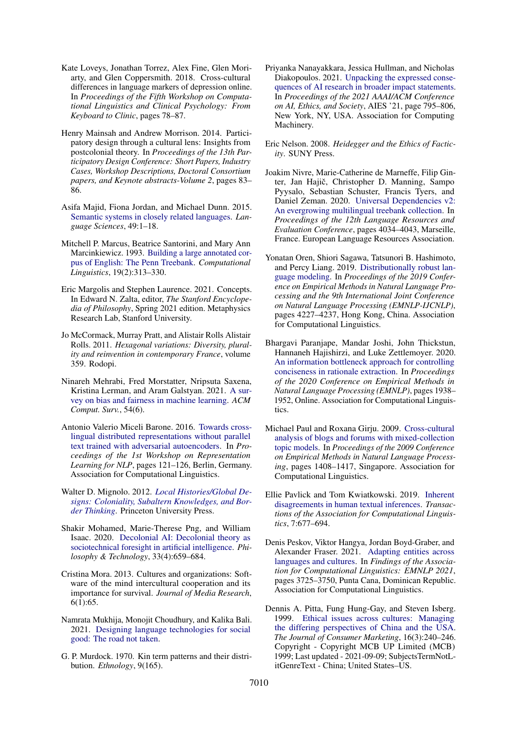Kate Loveys, Jonathan Torrez, Alex Fine, Glen Moriarty, and Glen Coppersmith. 2018. Cross-cultural differences in language markers of depression online. In *Proceedings of the Fifth Workshop on Computational Linguistics and Clinical Psychology: From Keyboard to Clinic*, pages 78–87.

Henry Mainsah and Andrew Morrison. 2014. Participatory design through a cultural lens: Insights from postcolonial theory. In *Proceedings of the 13th Participatory Design Conference: Short Papers, Industry Cases, Workshop Descriptions, Doctoral Consortium papers, and Keynote abstracts-Volume 2*, pages 83–86.

Asifa Majid, Fiona Jordan, and Michael Dunn. 2015. Semantic systems in closely related languages. *Language Sciences*, 49:1–18.

Mitchell P. Marcus, Beatrice Santorini, and Mary Ann Marcinkiewicz. 1993. Building a large annotated corpus of English: The Penn Treebank. *Computational Linguistics*, 19(2):313–330.

Eric Margolis and Stephen Laurence. 2021. Concepts. In Edward N. Zalta, editor, *The Stanford Encyclopedia of Philosophy*, Spring 2021 edition. Metaphysics Research Lab, Stanford University.

Jo McCormack, Murray Pratt, and Alistair Rolls Alistair Rolls. 2011. *Hexagonal variations: Diversity, plurality and reinvention in contemporary France*, volume 359. Rodopi.

Ninareh Mehrabi, Fred Morstatter, Nripsuta Saxena, Kristina Lerman, and Aram Galstyan. 2021. A survey on bias and fairness in machine learning. *ACM Comput. Surv.*, 54(6).

Antonio Valerio Miceli Barone. 2016. Towards cross-lingual distributed representations without parallel text trained with adversarial autoencoders. In *Proceedings of the 1st Workshop on Representation Learning for NLP*, pages 121–126, Berlin, Germany. Association for Computational Linguistics.

Walter D. Mignolo. 2012. *Local Histories/Global Designs: Coloniality, Subaltern Knowledges, and Border Thinking*. Princeton University Press.

Shakir Mohamed, Marie-Therese Png, and William Isaac. 2020. Decolonial AI: Decolonial theory as sociotechnical foresight in artificial intelligence. *Philosophy & Technology*, 33(4):659–684.

Cristina Mora. 2013. Cultures and organizations: Software of the mind intercultural cooperation and its importance for survival. *Journal of Media Research*, 6(1):65.

Namrata Mukhija, Monojit Choudhury, and Kalika Bali. 2021. Designing language technologies for social good: The road not taken.

G. P. Murdock. 1970. Kin term patterns and their distribution. *Ethnology*, 9(165).

Priyanka Nanayakkara, Jessica Hullman, and Nicholas Diakopoulos. 2021. Unpacking the expressed consequences of AI research in broader impact statements. In *Proceedings of the 2021 AAAI/ACM Conference on AI, Ethics, and Society*, AIES '21, page 795–806, New York, NY, USA. Association for Computing Machinery.

Eric Nelson. 2008. *Heidegger and the Ethics of Facticity*. SUNY Press.

Joakim Nivre, Marie-Catherine de Marneffe, Filip Ginter, Jan Hajič, Christopher D. Manning, Sampo Pyysalo, Sebastian Schuster, Francis Tyers, and Daniel Zeman. 2020. Universal Dependencies v2: An evergrowing multilingual treebank collection. In *Proceedings of the 12th Language Resources and Evaluation Conference*, pages 4034–4043, Marseille, France. European Language Resources Association.

Yonatan Oren, Shiori Sagawa, Tatsunori B. Hashimoto, and Percy Liang. 2019. Distributionally robust language modeling. In *Proceedings of the 2019 Conference on Empirical Methods in Natural Language Processing and the 9th International Joint Conference on Natural Language Processing (EMNLP-IJCNLP)*, pages 4227–4237, Hong Kong, China. Association for Computational Linguistics.

Bhargavi Paranjape, Mandar Joshi, John Thickstun, Hannaneh Hajishirzi, and Luke Zettlemoyer. 2020. An information bottleneck approach for controlling conciseness in rationale extraction. In *Proceedings of the 2020 Conference on Empirical Methods in Natural Language Processing (EMNLP)*, pages 1938–1952, Online. Association for Computational Linguistics.

Michael Paul and Roxana Girju. 2009. Cross-cultural analysis of blogs and forums with mixed-collection topic models. In *Proceedings of the 2009 Conference on Empirical Methods in Natural Language Processing*, pages 1408–1417, Singapore. Association for Computational Linguistics.

Ellie Pavlick and Tom Kwiatkowski. 2019. Inherent disagreements in human textual inferences. *Transactions of the Association for Computational Linguistics*, 7:677–694.

Denis Peskov, Viktor Hangya, Jordan Boyd-Graber, and Alexander Fraser. 2021. Adapting entities across languages and cultures. In *Findings of the Association for Computational Linguistics: EMNLP 2021*, pages 3725–3750, Punta Cana, Dominican Republic. Association for Computational Linguistics.

Dennis A. Pitta, Fung Hung-Gay, and Steven Isberg. 1999. Ethical issues across cultures: Managing the differing perspectives of China and the USA. *The Journal of Consumer Marketing*, 16(3):240–246. Copyright - Copyright MCB UP Limited (MCB) 1999; Last updated - 2021-09-09; SubjectsTermNotLitGenreText - China; United States–US.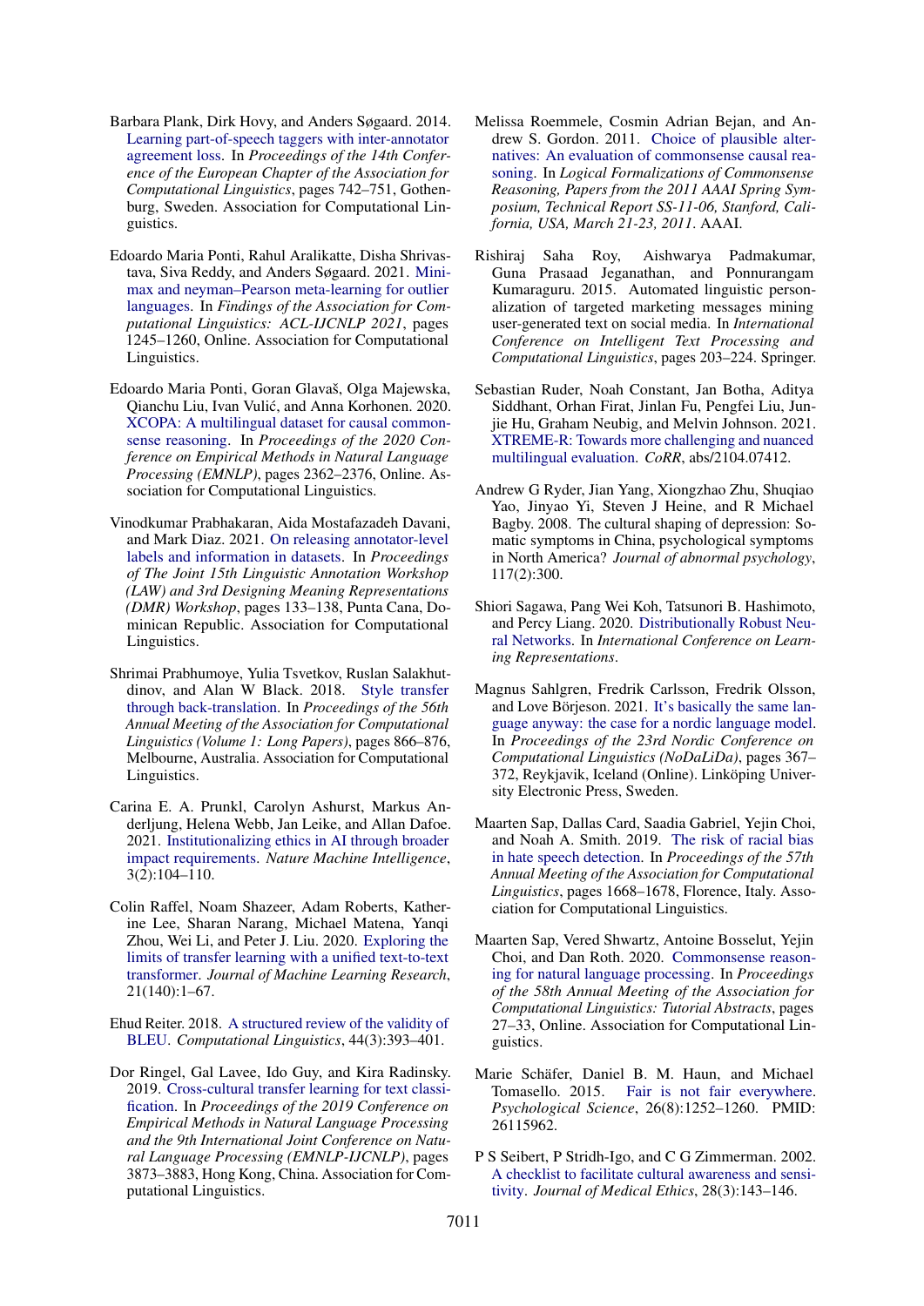Barbara Plank, Dirk Hovy, and Anders Søgaard. 2014. Learning part-of-speech taggers with inter-annotator agreement loss. In *Proceedings of the 14th Conference of the European Chapter of the Association for Computational Linguistics*, pages 742–751, Gothenburg, Sweden. Association for Computational Linguistics.

Edoardo Maria Ponti, Rahul Aralikatte, Disha Shrivastava, Siva Reddy, and Anders Søgaard. 2021. Minimax and neyman–Pearson meta-learning for outlier languages. In *Findings of the Association for Computational Linguistics: ACL-IJCNLP 2021*, pages 1245–1260, Online. Association for Computational Linguistics.

Edoardo Maria Ponti, Goran Glavaš, Olga Majewska, Qianchu Liu, Ivan Vulić, and Anna Korhonen. 2020. XCOPA: A multilingual dataset for causal commonsense reasoning. In *Proceedings of the 2020 Conference on Empirical Methods in Natural Language Processing (EMNLP)*, pages 2362–2376, Online. Association for Computational Linguistics.

Vinodkumar Prabhakaran, Aida Mostafazadeh Davani, and Mark Diaz. 2021. On releasing annotator-level labels and information in datasets. In *Proceedings of The Joint 15th Linguistic Annotation Workshop (LAW) and 3rd Designing Meaning Representations (DMR) Workshop*, pages 133–138, Punta Cana, Dominican Republic. Association for Computational Linguistics.

Shrimai Prabhumoye, Yulia Tsvetkov, Ruslan Salakhutdinov, and Alan W Black. 2018. Style transfer through back-translation. In *Proceedings of the 56th Annual Meeting of the Association for Computational Linguistics (Volume 1: Long Papers)*, pages 866–876, Melbourne, Australia. Association for Computational Linguistics.

Carina E. A. Prunkl, Carolyn Ashurst, Markus Anderljung, Helena Webb, Jan Leike, and Allan Dafoe. 2021. Institutionalizing ethics in AI through broader impact requirements. *Nature Machine Intelligence*, 3(2):104–110.

Colin Raffel, Noam Shazeer, Adam Roberts, Katherine Lee, Sharan Narang, Michael Matena, Yanqi Zhou, Wei Li, and Peter J. Liu. 2020. Exploring the limits of transfer learning with a unified text-to-text transformer. *Journal of Machine Learning Research*, 21(140):1–67.

Ehud Reiter. 2018. A structured review of the validity of BLEU. *Computational Linguistics*, 44(3):393–401.

Dor Ringel, Gal Lavee, Ido Guy, and Kira Radinsky. 2019. Cross-cultural transfer learning for text classification. In *Proceedings of the 2019 Conference on Empirical Methods in Natural Language Processing and the 9th International Joint Conference on Natural Language Processing (EMNLP-IJCNLP)*, pages 3873–3883, Hong Kong, China. Association for Computational Linguistics.

Melissa Roemmele, Cosmin Adrian Bejan, and Andrew S. Gordon. 2011. Choice of plausible alternatives: An evaluation of commonsense causal reasoning. In *Logical Formalizations of Commonsense Reasoning, Papers from the 2011 AAAI Spring Symposium, Technical Report SS-11-06, Stanford, California, USA, March 21-23, 2011*. AAAI.

Rishiraj Saha Roy, Aishwarya Padmakumar, Guna Prasaad Jeganathan, and Ponnurangam Kumaraguru. 2015. Automated linguistic personalization of targeted marketing messages mining user-generated text on social media. In *International Conference on Intelligent Text Processing and Computational Linguistics*, pages 203–224. Springer.

Sebastian Ruder, Noah Constant, Jan Botha, Aditya Siddhant, Orhan Firat, Jinlan Fu, Pengfei Liu, Junjie Hu, Graham Neubig, and Melvin Johnson. 2021. XTREME-R: Towards more challenging and nuanced multilingual evaluation. *CoRR*, abs/2104.07412.

Andrew G Ryder, Jian Yang, Xiongzhao Zhu, Shuqiao Yao, Jinyao Yi, Steven J Heine, and R Michael Bagby. 2008. The cultural shaping of depression: Somatic symptoms in China, psychological symptoms in North America? *Journal of abnormal psychology*, 117(2):300.

Shiori Sagawa, Pang Wei Koh, Tatsunori B. Hashimoto, and Percy Liang. 2020. Distributionally Robust Neural Networks. In *International Conference on Learning Representations*.

Magnus Sahlgren, Fredrik Carlsson, Fredrik Olsson, and Love Börjeson. 2021. It's basically the same language anyway: the case for a nordic language model. In *Proceedings of the 23rd Nordic Conference on Computational Linguistics (NoDaLiDa)*, pages 367–372, Reykjavik, Iceland (Online). Linköping University Electronic Press, Sweden.

Maarten Sap, Dallas Card, Saadia Gabriel, Yejin Choi, and Noah A. Smith. 2019. The risk of racial bias in hate speech detection. In *Proceedings of the 57th Annual Meeting of the Association for Computational Linguistics*, pages 1668–1678, Florence, Italy. Association for Computational Linguistics.

Maarten Sap, Vered Shwartz, Antoine Bosselut, Yejin Choi, and Dan Roth. 2020. Commonsense reasoning for natural language processing. In *Proceedings of the 58th Annual Meeting of the Association for Computational Linguistics: Tutorial Abstracts*, pages 27–33, Online. Association for Computational Linguistics.

Marie Schäfer, Daniel B. M. Haun, and Michael Tomasello. 2015. Fair is not fair everywhere. *Psychological Science*, 26(8):1252–1260. PMID: 26115962.

P S Seibert, P Stridh-Igo, and C G Zimmerman. 2002. A checklist to facilitate cultural awareness and sensitivity. *Journal of Medical Ethics*, 28(3):143–146.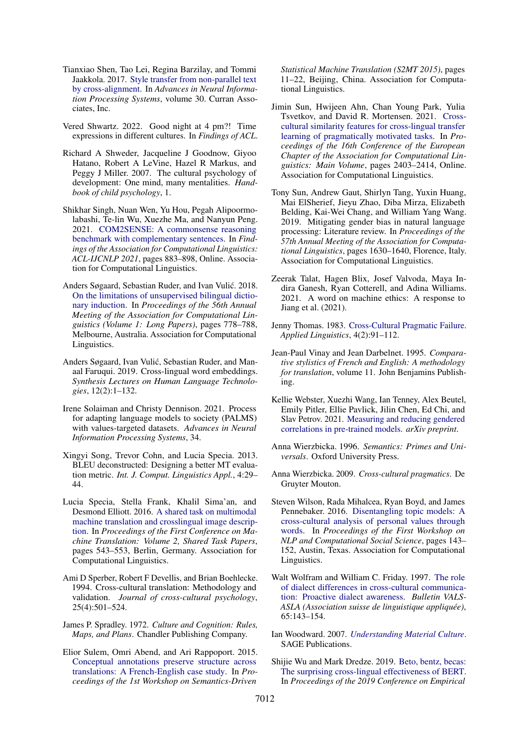Tianxiao Shen, Tao Lei, Regina Barzilay, and Tommi Jaakkola. 2017. Style transfer from non-parallel text by cross-alignment. In *Advances in Neural Information Processing Systems*, volume 30. Curran Associates, Inc.

Vered Shwartz. 2022. Good night at 4 pm?! Time expressions in different cultures. In *Findings of ACL*.

Richard A Shweder, Jacqueline J Goodnow, Giyoo Hatano, Robert A LeVine, Hazel R Markus, and Peggy J Miller. 2007. The cultural psychology of development: One mind, many mentalities. *Handbook of child psychology*, 1.

Shikhar Singh, Nuan Wen, Yu Hou, Pegah Alipoormolabashi, Te-lin Wu, Xuezhe Ma, and Nanyun Peng. 2021. COM2SENSE: A commonsense reasoning benchmark with complementary sentences. In *Findings of the Association for Computational Linguistics: ACL-IJCNLP 2021*, pages 883–898, Online. Association for Computational Linguistics.

Anders Søgaard, Sebastian Ruder, and Ivan Vulić. 2018. On the limitations of unsupervised bilingual dictionary induction. In *Proceedings of the 56th Annual Meeting of the Association for Computational Linguistics (Volume 1: Long Papers)*, pages 778–788, Melbourne, Australia. Association for Computational Linguistics.

Anders Søgaard, Ivan Vulić, Sebastian Ruder, and Manaal Faruqui. 2019. Cross-lingual word embeddings. *Synthesis Lectures on Human Language Technologies*, 12(2):1–132.

Irene Solaiman and Christy Dennison. 2021. Process for adapting language models to society (PALMS) with values-targeted datasets. *Advances in Neural Information Processing Systems*, 34.

Xingyi Song, Trevor Cohn, and Lucia Specia. 2013. BLEU deconstructed: Designing a better MT evaluation metric. *Int. J. Comput. Linguistics Appl.*, 4:29–44.

Lucia Specia, Stella Frank, Khalil Sima'an, and Desmond Elliott. 2016. A shared task on multimodal machine translation and crosslingual image description. In *Proceedings of the First Conference on Machine Translation: Volume 2, Shared Task Papers*, pages 543–553, Berlin, Germany. Association for Computational Linguistics.

Ami D Sperber, Robert F Devellis, and Brian Boehlecke. 1994. Cross-cultural translation: Methodology and validation. *Journal of cross-cultural psychology*, 25(4):501–524.

James P. Spradley. 1972. *Culture and Cognition: Rules, Maps, and Plans*. Chandler Publishing Company.

Elior Sulem, Omri Abend, and Ari Rappoport. 2015. Conceptual annotations preserve structure across translations: A French-English case study. In *Proceedings of the 1st Workshop on Semantics-Driven Statistical Machine Translation (S2MT 2015)*, pages 11–22, Beijing, China. Association for Computational Linguistics.

Jimin Sun, Hwijeen Ahn, Chan Young Park, Yulia Tsvetkov, and David R. Mortensen. 2021. Cross-cultural similarity features for cross-lingual transfer learning of pragmatically motivated tasks. In *Proceedings of the 16th Conference of the European Chapter of the Association for Computational Linguistics: Main Volume*, pages 2403–2414, Online. Association for Computational Linguistics.

Tony Sun, Andrew Gaut, Shirlyn Tang, Yuxin Huang, Mai ElSherief, Jieyu Zhao, Diba Mirza, Elizabeth Belding, Kai-Wei Chang, and William Yang Wang. 2019. Mitigating gender bias in natural language processing: Literature review. In *Proceedings of the 57th Annual Meeting of the Association for Computational Linguistics*, pages 1630–1640, Florence, Italy. Association for Computational Linguistics.

Zeerak Talat, Hagen Blix, Josef Valvoda, Maya Indira Ganesh, Ryan Cotterell, and Adina Williams. 2021. A word on machine ethics: A response to Jiang et al. (2021).

Jenny Thomas. 1983. Cross-Cultural Pragmatic Failure. *Applied Linguistics*, 4(2):91–112.

Jean-Paul Vinay and Jean Darbelnet. 1995. *Comparative stylistics of French and English: A methodology for translation*, volume 11. John Benjamins Publishing.

Kellie Webster, Xuezhi Wang, Ian Tenney, Alex Beutel, Emily Pitler, Ellie Pavlick, Jilin Chen, Ed Chi, and Slav Petrov. 2021. Measuring and reducing gendered correlations in pre-trained models. *arXiv preprint*.

Anna Wierzbicka. 1996. *Semantics: Primes and Universals*. Oxford University Press.

Anna Wierzbicka. 2009. *Cross-cultural pragmatics*. De Gruyter Mouton.

Steven Wilson, Rada Mihalcea, Ryan Boyd, and James Pennebaker. 2016. Disentangling topic models: A cross-cultural analysis of personal values through words. In *Proceedings of the First Workshop on NLP and Computational Social Science*, pages 143–152, Austin, Texas. Association for Computational Linguistics.

Walt Wolfram and William C. Friday. 1997. The role of dialect differences in cross-cultural communication: Proactive dialect awareness. *Bulletin VALS-ASLA (Association suisse de linguistique appliquée)*, 65:143–154.

Ian Woodward. 2007. *Understanding Material Culture*. SAGE Publications.

Shijie Wu and Mark Dredze. 2019. Beto, bentz, becas: The surprising cross-lingual effectiveness of BERT. In *Proceedings of the 2019 Conference on Empirical*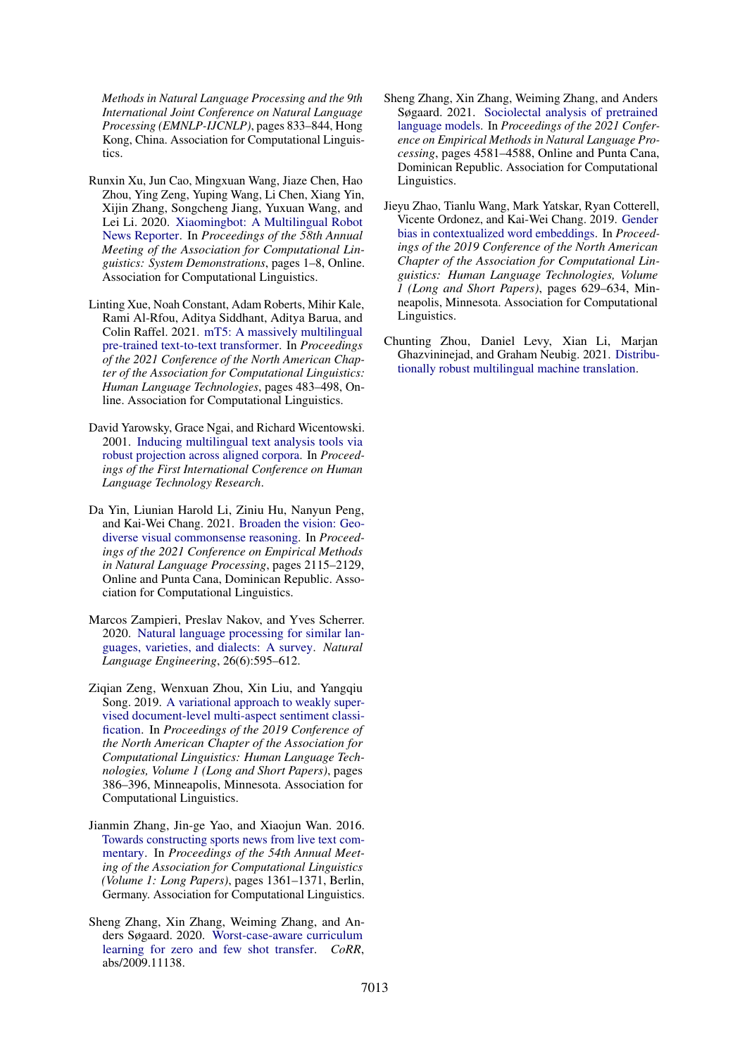*Methods in Natural Language Processing and the 9th International Joint Conference on Natural Language Processing (EMNLP-IJCNLP)*, pages 833–844, Hong Kong, China. Association for Computational Linguistics.

Runxin Xu, Jun Cao, Mingxuan Wang, Jiaze Chen, Hao Zhou, Ying Zeng, Yuping Wang, Li Chen, Xiang Yin, Xijin Zhang, Songcheng Jiang, Yuxuan Wang, and Lei Li. 2020. Xiaomingbot: A Multilingual Robot News Reporter. In *Proceedings of the 58th Annual Meeting of the Association for Computational Linguistics: System Demonstrations*, pages 1–8, Online. Association for Computational Linguistics.

Linting Xue, Noah Constant, Adam Roberts, Mihir Kale, Rami Al-Rfou, Aditya Siddhant, Aditya Barua, and Colin Raffel. 2021. mT5: A massively multilingual pre-trained text-to-text transformer. In *Proceedings of the 2021 Conference of the North American Chapter of the Association for Computational Linguistics: Human Language Technologies*, pages 483–498, Online. Association for Computational Linguistics.

David Yarowsky, Grace Ngai, and Richard Wicentowski. 2001. Inducing multilingual text analysis tools via robust projection across aligned corpora. In *Proceedings of the First International Conference on Human Language Technology Research*.

Da Yin, Liunian Harold Li, Ziniu Hu, Nanyun Peng, and Kai-Wei Chang. 2021. Broaden the vision: Geo-diverse visual commonsense reasoning. In *Proceedings of the 2021 Conference on Empirical Methods in Natural Language Processing*, pages 2115–2129, Online and Punta Cana, Dominican Republic. Association for Computational Linguistics.

Marcos Zampieri, Preslav Nakov, and Yves Scherrer. 2020. Natural language processing for similar languages, varieties, and dialects: A survey. *Natural Language Engineering*, 26(6):595–612.

Ziqian Zeng, Wenxuan Zhou, Xin Liu, and Yangqiu Song. 2019. A variational approach to weakly supervised document-level multi-aspect sentiment classification. In *Proceedings of the 2019 Conference of the North American Chapter of the Association for Computational Linguistics: Human Language Technologies, Volume 1 (Long and Short Papers)*, pages 386–396, Minneapolis, Minnesota. Association for Computational Linguistics.

Jianmin Zhang, Jin-ge Yao, and Xiaojun Wan. 2016. Towards constructing sports news from live text commentary. In *Proceedings of the 54th Annual Meeting of the Association for Computational Linguistics (Volume 1: Long Papers)*, pages 1361–1371, Berlin, Germany. Association for Computational Linguistics.

Sheng Zhang, Xin Zhang, Weiming Zhang, and Anders Søgaard. 2020. Worst-case-aware curriculum learning for zero and few shot transfer. *CoRR*, abs/2009.11138.

Sheng Zhang, Xin Zhang, Weiming Zhang, and Anders Søgaard. 2021. Sociolectal analysis of pretrained language models. In *Proceedings of the 2021 Conference on Empirical Methods in Natural Language Processing*, pages 4581–4588, Online and Punta Cana, Dominican Republic. Association for Computational Linguistics.

Jieyu Zhao, Tianlu Wang, Mark Yatskar, Ryan Cotterell, Vicente Ordonez, and Kai-Wei Chang. 2019. Gender bias in contextualized word embeddings. In *Proceedings of the 2019 Conference of the North American Chapter of the Association for Computational Linguistics: Human Language Technologies, Volume 1 (Long and Short Papers)*, pages 629–634, Minneapolis, Minnesota. Association for Computational Linguistics.

Chunting Zhou, Daniel Levy, Xian Li, Marjan Ghazvininejad, and Graham Neubig. 2021. Distributionally robust multilingual machine translation.